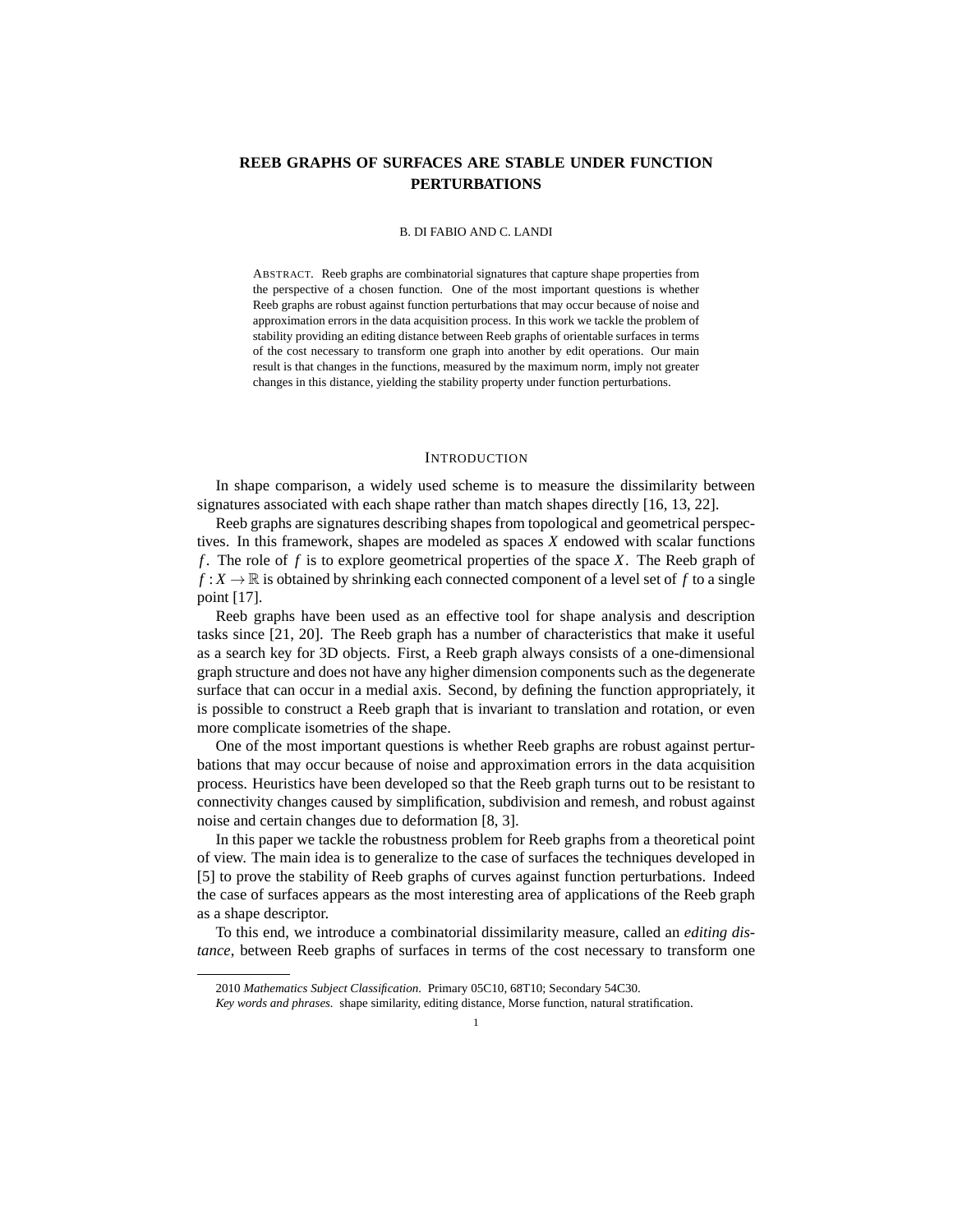# REEB GRAPHS OF SURFACES ARE STABLE UNDER FUNCTION PERTURBATIONS

B. DI FABIO AND C. LANDI

ABSTRACT. Reeb graphs are combinatorial signatures that capture shape properties from the perspective of a chosen function. One of the most important questions is whether Reeb graphs are robust against function perturbations that may occur because of noise and approximation errors in the data acquisition process. In this work we tackle the problem of stability providing an editing distance between Reeb graphs of orientable surfaces in terms of the cost necessary to transform one graph into another by edit operations. Our main result is that changes in the functions, measured by the maximum norm, imply not greater changes in this distance, yielding the stability property under function perturbations.

## INTRODUCTION

In shape comparison, a widely used scheme is to measure the dissimilarity between signatures associated with each shape rather than match shapes directly [16, 13, 22].

Reeb graphs are signatures describing shapes from topological and geometrical perspectives. In this framework, shapes are modeled as spaces $X$ endowed with scalar functions $f$. The role of $f$ is to explore geometrical properties of the space $X$. The Reeb graph of $f : X \to \mathbb{R}$ is obtained by shrinking each connected component of a level set of $f$ to a single point [17].

Reeb graphs have been used as an effective tool for shape analysis and description tasks since [21, 20]. The Reeb graph has a number of characteristics that make it useful as a search key for 3D objects. First, a Reeb graph always consists of a one-dimensional graph structure and does not have any higher dimension components such as the degenerate surface that can occur in a medial axis. Second, by defining the function appropriately, it is possible to construct a Reeb graph that is invariant to translation and rotation, or even more complicate isometries of the shape.

One of the most important questions is whether Reeb graphs are robust against perturbations that may occur because of noise and approximation errors in the data acquisition process. Heuristics have been developed so that the Reeb graph turns out to be resistant to connectivity changes caused by simplification, subdivision and remesh, and robust against noise and certain changes due to deformation [8, 3].

In this paper we tackle the robustness problem for Reeb graphs from a theoretical point of view. The main idea is to generalize to the case of surfaces the techniques developed in [5] to prove the stability of Reeb graphs of curves against function perturbations. Indeed the case of surfaces appears as the most interesting area of applications of the Reeb graph as a shape descriptor.

To this end, we introduce a combinatorial dissimilarity measure, called an *editing distance*, between Reeb graphs of surfaces in terms of the cost necessary to transform one

---

2010 *Mathematics Subject Classification.* Primary 05C10, 68T10; Secondary 54C30.

*Key words and phrases.* shape similarity, editing distance, Morse function, natural stratification.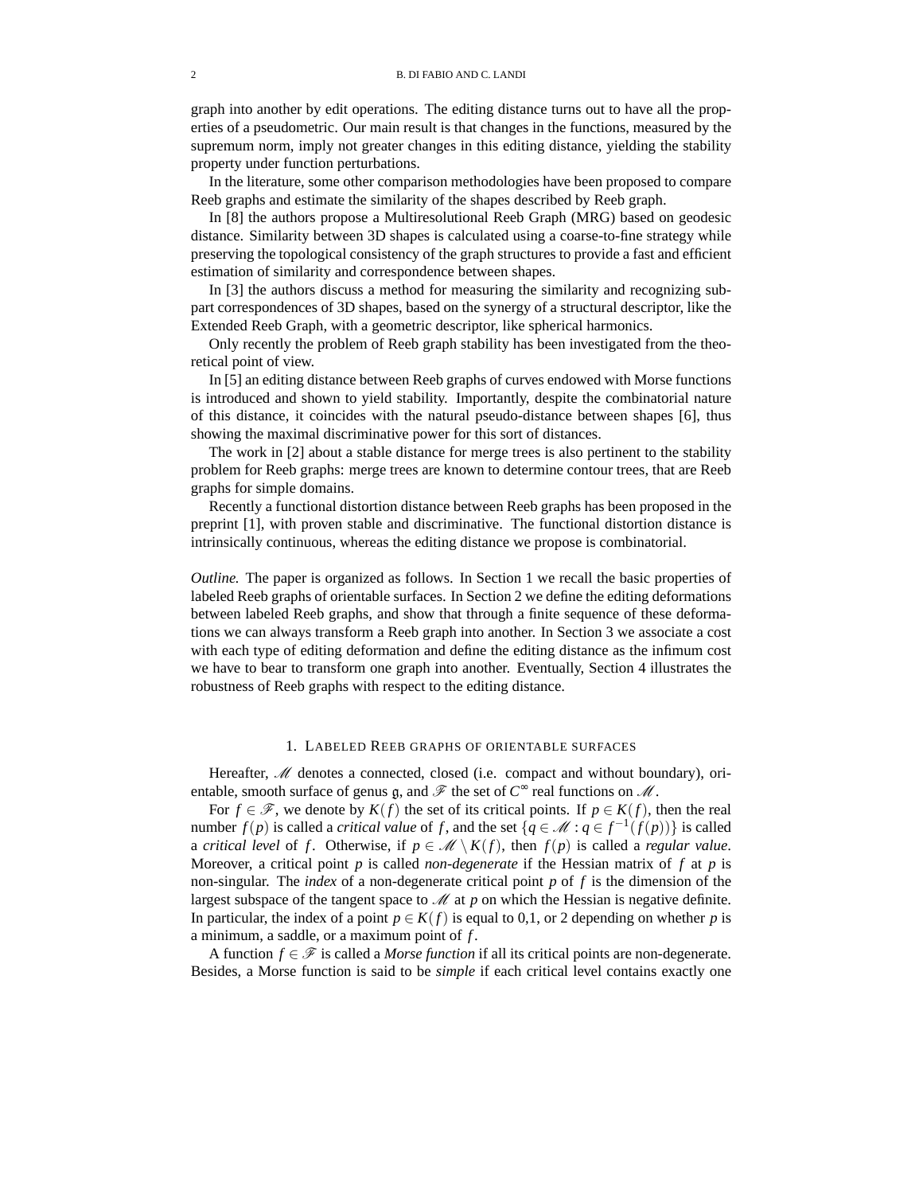graph into another by edit operations. The editing distance turns out to have all the properties of a pseudometric. Our main result is that changes in the functions, measured by the supremum norm, imply not greater changes in this editing distance, yielding the stability property under function perturbations.

In the literature, some other comparison methodologies have been proposed to compare Reeb graphs and estimate the similarity of the shapes described by Reeb graph.

In [8] the authors propose a Multiresolutional Reeb Graph (MRG) based on geodesic distance. Similarity between 3D shapes is calculated using a coarse-to-fine strategy while preserving the topological consistency of the graph structures to provide a fast and efficient estimation of similarity and correspondence between shapes.

In [3] the authors discuss a method for measuring the similarity and recognizing subpart correspondences of 3D shapes, based on the synergy of a structural descriptor, like the Extended Reeb Graph, with a geometric descriptor, like spherical harmonics.

Only recently the problem of Reeb graph stability has been investigated from the theoretical point of view.

In [5] an editing distance between Reeb graphs of curves endowed with Morse functions is introduced and shown to yield stability. Importantly, despite the combinatorial nature of this distance, it coincides with the natural pseudo-distance between shapes [6], thus showing the maximal discriminative power for this sort of distances.

The work in [2] about a stable distance for merge trees is also pertinent to the stability problem for Reeb graphs: merge trees are known to determine contour trees, that are Reeb graphs for simple domains.

Recently a functional distortion distance between Reeb graphs has been proposed in the preprint [1], with proven stable and discriminative. The functional distortion distance is intrinsically continuous, whereas the editing distance we propose is combinatorial.

*Outline.* The paper is organized as follows. In Section 1 we recall the basic properties of labeled Reeb graphs of orientable surfaces. In Section 2 we define the editing deformations between labeled Reeb graphs, and show that through a finite sequence of these deformations we can always transform a Reeb graph into another. In Section 3 we associate a cost with each type of editing deformation and define the editing distance as the infimum cost we have to bear to transform one graph into another. Eventually, Section 4 illustrates the robustness of Reeb graphs with respect to the editing distance.

## 1. Labeled Reeb graphs of orientable surfaces

Hereafter, $\mathscr{M}$ denotes a connected, closed (i.e. compact and without boundary), orientable, smooth surface of genus $\mathfrak{g}$, and $\mathscr{F}$ the set of $C^\infty$ real functions on $\mathscr{M}$.

For $f \in \mathscr{F}$, we denote by $K(f)$ the set of its critical points. If $p \in K(f)$, then the real number $f(p)$ is called a *critical value* of $f$, and the set $\{q \in \mathscr{M} : q \in f^{-1}(f(p))\}$ is called a *critical level* of $f$. Otherwise, if $p \in \mathscr{M} \setminus K(f)$, then $f(p)$ is called a *regular value*. Moreover, a critical point $p$ is called *non-degenerate* if the Hessian matrix of $f$ at $p$ is non-singular. The *index* of a non-degenerate critical point $p$ of $f$ is the dimension of the largest subspace of the tangent space to $\mathscr{M}$ at $p$ on which the Hessian is negative definite. In particular, the index of a point $p \in K(f)$ is equal to 0,1, or 2 depending on whether $p$ is a minimum, a saddle, or a maximum point of $f$.

A function $f \in \mathscr{F}$ is called a *Morse function* if all its critical points are non-degenerate. Besides, a Morse function is said to be *simple* if each critical level contains exactly one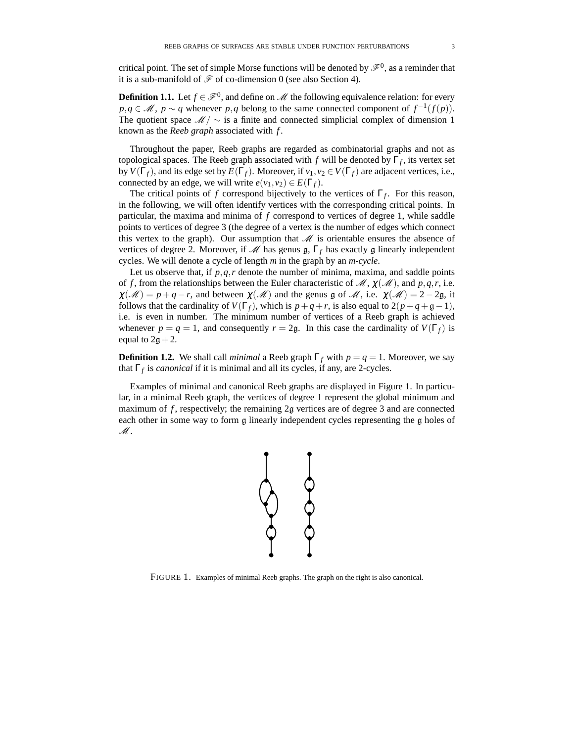critical point. The set of simple Morse functions will be denoted by $\mathscr{F}^0$, as a reminder that it is a sub-manifold of $\mathscr{F}$ of co-dimension 0 (see also Section 4).

**Definition 1.1.** Let $f \in \mathscr{F}^0$, and define on $\mathscr{M}$ the following equivalence relation: for every $p, q \in \mathscr{M}$, $p \sim q$ whenever $p, q$ belong to the same connected component of $f^{-1}(f(p))$. The quotient space $\mathscr{M}/\sim$ is a finite and connected simplicial complex of dimension 1 known as the *Reeb graph* associated with $f$.

Throughout the paper, Reeb graphs are regarded as combinatorial graphs and not as topological spaces. The Reeb graph associated with $f$ will be denoted by $\Gamma_f$, its vertex set by $V(\Gamma_f)$, and its edge set by $E(\Gamma_f)$. Moreover, if $v_1, v_2 \in V(\Gamma_f)$ are adjacent vertices, i.e., connected by an edge, we will write $e(v_1, v_2) \in E(\Gamma_f)$.

The critical points of $f$ correspond bijectively to the vertices of $\Gamma_f$. For this reason, in the following, we will often identify vertices with the corresponding critical points. In particular, the maxima and minima of $f$ correspond to vertices of degree 1, while saddle points to vertices of degree 3 (the degree of a vertex is the number of edges which connect this vertex to the graph). Our assumption that $\mathscr{M}$ is orientable ensures the absence of vertices of degree 2. Moreover, if $\mathscr{M}$ has genus $\mathfrak{g}$, $\Gamma_f$ has exactly $\mathfrak{g}$ linearly independent cycles. We will denote a cycle of length $m$ in the graph by an *m-cycle*.

Let us observe that, if $p, q, r$ denote the number of minima, maxima, and saddle points of $f$, from the relationships between the Euler characteristic of $\mathscr{M}$, $\chi(\mathscr{M})$, and $p, q, r$, i.e. $\chi(\mathscr{M}) = p + q - r$, and between $\chi(\mathscr{M})$ and the genus $\mathfrak{g}$ of $\mathscr{M}$, i.e. $\chi(\mathscr{M}) = 2 - 2\mathfrak{g}$, it follows that the cardinality of $V(\Gamma_f)$, which is $p + q + r$, is also equal to $2(p + q + \mathfrak{g} - 1)$, i.e. is even in number. The minimum number of vertices of a Reeb graph is achieved whenever $p = q = 1$, and consequently $r = 2\mathfrak{g}$. In this case the cardinality of $V(\Gamma_f)$ is equal to $2\mathfrak{g} + 2$.

**Definition 1.2.** We shall call *minimal* a Reeb graph $\Gamma_f$ with $p = q = 1$. Moreover, we say that $\Gamma_f$ is *canonical* if it is minimal and all its cycles, if any, are 2-cycles.

Examples of minimal and canonical Reeb graphs are displayed in Figure 1. In particular, in a minimal Reeb graph, the vertices of degree 1 represent the global minimum and maximum of $f$, respectively; the remaining $2\mathfrak{g}$ vertices are of degree 3 and are connected each other in some way to form $\mathfrak{g}$ linearly independent cycles representing the $\mathfrak{g}$ holes of $\mathscr{M}$.

FIGURE 1. Examples of minimal Reeb graphs. The graph on the right is also canonical.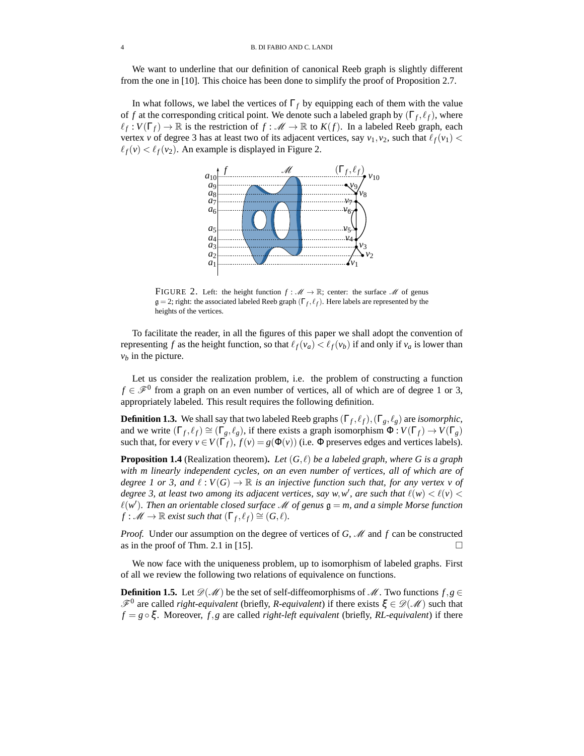We want to underline that our definition of canonical Reeb graph is slightly different from the one in [10]. This choice has been done to simplify the proof of Proposition 2.7.

In what follows, we label the vertices of $\Gamma_f$ by equipping each of them with the value of $f$ at the corresponding critical point. We denote such a labeled graph by $(\Gamma_f, \ell_f)$, where $\ell_f : V(\Gamma_f) \to \mathbb{R}$ is the restriction of $f : \mathscr{M} \to \mathbb{R}$ to $K(f)$. In a labeled Reeb graph, each vertex $v$ of degree 3 has at least two of its adjacent vertices, say $v_1, v_2$, such that $\ell_f(v_1) < \ell_f(v) < \ell_f(v_2)$. An example is displayed in Figure 2.

FIGURE 2. Left: the height function $f : \mathscr{M} \to \mathbb{R}$; center: the surface $\mathscr{M}$ of genus $\mathfrak{g} = 2$; right: the associated labeled Reeb graph $(\Gamma_f, \ell_f)$. Here labels are represented by the heights of the vertices.

To facilitate the reader, in all the figures of this paper we shall adopt the convention of representing $f$ as the height function, so that $\ell_f(v_a) < \ell_f(v_b)$ if and only if $v_a$ is lower than $v_b$ in the picture.

Let us consider the realization problem, i.e. the problem of constructing a function $f \in \mathscr{F}^0$ from a graph on an even number of vertices, all of which are of degree 1 or 3, appropriately labeled. This result requires the following definition.

**Definition 1.3.** We shall say that two labeled Reeb graphs $(\Gamma_f, \ell_f), (\Gamma_g, \ell_g)$ are *isomorphic*, and we write $(\Gamma_f, \ell_f) \cong (\Gamma_g, \ell_g)$, if there exists a graph isomorphism $\Phi : V(\Gamma_f) \to V(\Gamma_g)$ such that, for every $v \in V(\Gamma_f)$, $f(v) = g(\Phi(v))$ (i.e. $\Phi$ preserves edges and vertices labels).

**Proposition 1.4** (Realization theorem)**.** *Let $(G, \ell)$ be a labeled graph, where $G$ is a graph with $m$ linearly independent cycles, on an even number of vertices, all of which are of degree 1 or 3, and $\ell : V(G) \to \mathbb{R}$ is an injective function such that, for any vertex $v$ of degree 3, at least two among its adjacent vertices, say $w, w'$, are such that $\ell(w) < \ell(v) < \ell(w')$. Then an orientable closed surface $\mathscr{M}$ of genus $\mathfrak{g} = m$, and a simple Morse function $f : \mathscr{M} \to \mathbb{R}$ exist such that $(\Gamma_f, \ell_f) \cong (G, \ell)$.*

*Proof.* Under our assumption on the degree of vertices of $G$, $\mathscr{M}$ and $f$ can be constructed as in the proof of Thm. 2.1 in [15]. □

We now face with the uniqueness problem, up to isomorphism of labeled graphs. First of all we review the following two relations of equivalence on functions.

**Definition 1.5.** Let $\mathscr{D}(\mathscr{M})$ be the set of self-diffeomorphisms of $\mathscr{M}$. Two functions $f, g \in \mathscr{F}^0$ are called *right-equivalent* (briefly, *R-equivalent*) if there exists $\xi \in \mathscr{D}(\mathscr{M})$ such that $f = g \circ \xi$. Moreover, $f, g$ are called *right-left equivalent* (briefly, *RL-equivalent*) if there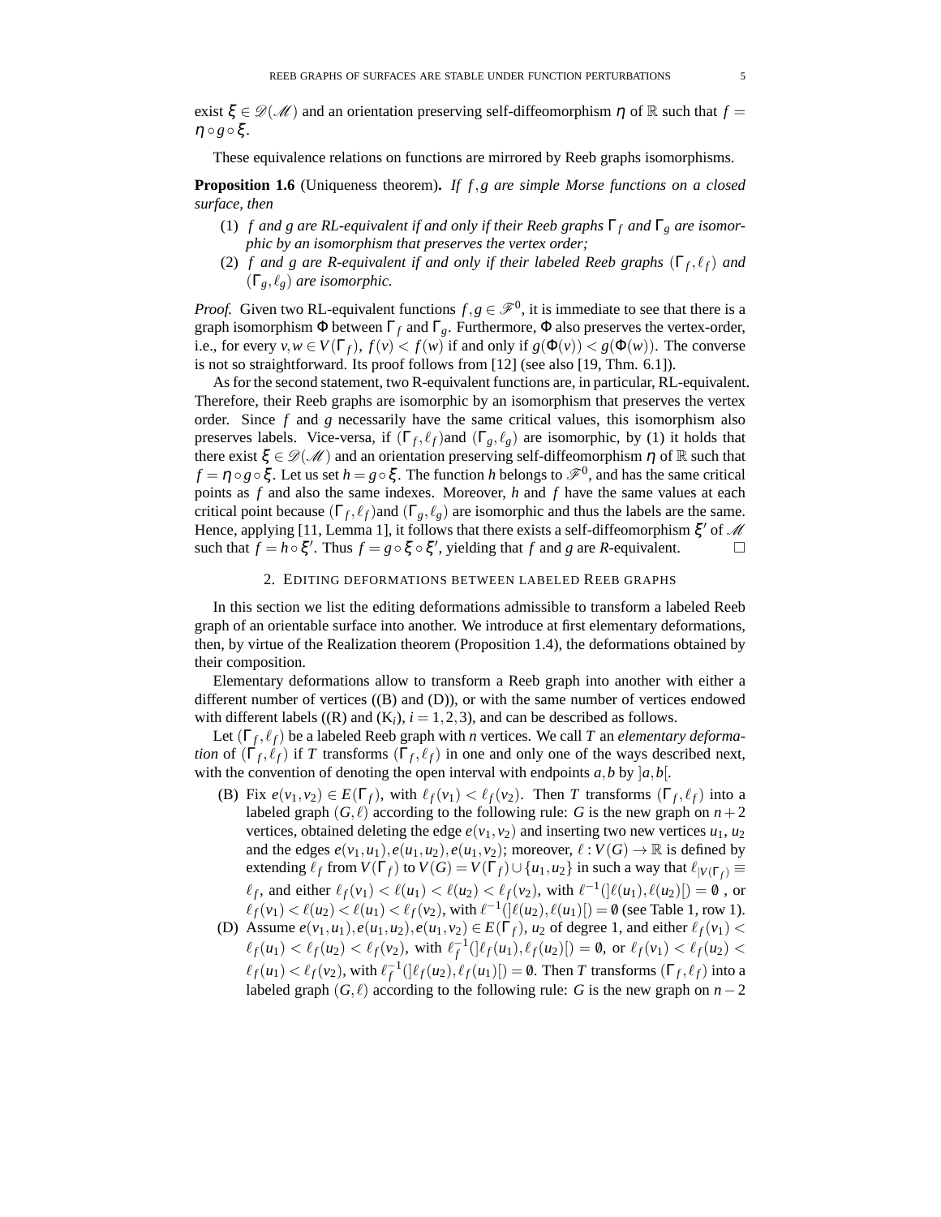exist $\xi \in \mathscr{D}(\mathscr{M})$ and an orientation preserving self-diffeomorphism $\eta$ of $\mathbb{R}$ such that $f = \eta \circ g \circ \xi$.

These equivalence relations on functions are mirrored by Reeb graphs isomorphisms.

**Proposition 1.6** (Uniqueness theorem)**.** *If $f, g$ are simple Morse functions on a closed surface, then*

1. *$f$ and $g$ are RL-equivalent if and only if their Reeb graphs $\Gamma_f$ and $\Gamma_g$ are isomorphic by an isomorphism that preserves the vertex order;*
2. *$f$ and $g$ are R-equivalent if and only if their labeled Reeb graphs $(\Gamma_f, \ell_f)$ and $(\Gamma_g, \ell_g)$ are isomorphic.*

*Proof.* Given two RL-equivalent functions $f, g \in \mathscr{F}^0$, it is immediate to see that there is a graph isomorphism $\Phi$ between $\Gamma_f$ and $\Gamma_g$. Furthermore, $\Phi$ also preserves the vertex-order, i.e., for every $v, w \in V(\Gamma_f)$, $f(v) < f(w)$ if and only if $g(\Phi(v)) < g(\Phi(w))$. The converse is not so straightforward. Its proof follows from [12] (see also [19, Thm. 6.1]).

As for the second statement, two R-equivalent functions are, in particular, RL-equivalent. Therefore, their Reeb graphs are isomorphic by an isomorphism that preserves the vertex order. Since $f$ and $g$ necessarily have the same critical values, this isomorphism also preserves labels. Vice-versa, if $(\Gamma_f, \ell_f)$and $(\Gamma_g, \ell_g)$ are isomorphic, by (1) it holds that there exist $\xi \in \mathscr{D}(\mathscr{M})$ and an orientation preserving self-diffeomorphism $\eta$ of $\mathbb{R}$ such that $f = \eta \circ g \circ \xi$. Let us set $h = g \circ \xi$. The function $h$ belongs to $\mathscr{F}^0$, and has the same critical points as $f$ and also the same indexes. Moreover, $h$ and $f$ have the same values at each critical point because $(\Gamma_f, \ell_f)$and $(\Gamma_g, \ell_g)$ are isomorphic and thus the labels are the same. Hence, applying [11, Lemma 1], it follows that there exists a self-diffeomorphism $\xi'$ of $\mathscr{M}$ such that $f = h \circ \xi'$. Thus $f = g \circ \xi \circ \xi'$, yielding that $f$ and $g$ are *R*-equivalent. □

## 2. Editing deformations between labeled Reeb graphs

In this section we list the editing deformations admissible to transform a labeled Reeb graph of an orientable surface into another. We introduce at first elementary deformations, then, by virtue of the Realization theorem (Proposition 1.4), the deformations obtained by their composition.

Elementary deformations allow to transform a Reeb graph into another with either a different number of vertices ((B) and (D)), or with the same number of vertices endowed with different labels ((R) and ($K_i$), $i = 1, 2, 3$), and can be described as follows.

Let $(\Gamma_f, \ell_f)$ be a labeled Reeb graph with $n$ vertices. We call $T$ an *elementary deformation* of $(\Gamma_f, \ell_f)$ if $T$ transforms $(\Gamma_f, \ell_f)$ in one and only one of the ways described next, with the convention of denoting the open interval with endpoints $a, b$ by $]a, b[$.

- (B) Fix $e(v_1, v_2) \in E(\Gamma_f)$, with $\ell_f(v_1) < \ell_f(v_2)$. Then $T$ transforms $(\Gamma_f, \ell_f)$ into a labeled graph $(G, \ell)$ according to the following rule: $G$ is the new graph on $n+2$ vertices, obtained deleting the edge $e(v_1, v_2)$ and inserting two new vertices $u_1$, $u_2$ and the edges $e(v_1, u_1), e(u_1, u_2), e(u_1, v_2)$; moreover, $\ell : V(G) \to \mathbb{R}$ is defined by extending $\ell_f$ from $V(\Gamma_f)$ to $V(G) = V(\Gamma_f) \cup \{u_1, u_2\}$ in such a way that $\ell_{|V(\Gamma_f)} \equiv \ell_f$, and either $\ell_f(v_1) < \ell(u_1) < \ell(u_2) < \ell_f(v_2)$, with $\ell^{-1}(]\ell(u_1), \ell(u_2)[) = \emptyset$ , or $\ell_f(v_1) < \ell(u_2) < \ell(u_1) < \ell_f(v_2)$, with $\ell^{-1}(]\ell(u_2), \ell(u_1)[) = \emptyset$ (see Table 1, row 1).
- (D) Assume $e(v_1, u_1), e(u_1, u_2), e(u_1, v_2) \in E(\Gamma_f)$, $u_2$ of degree 1, and either $\ell_f(v_1) < \ell_f(u_1) < \ell_f(u_2) < \ell_f(v_2)$, with $\ell_f^{-1}(]\ell_f(u_1), \ell_f(u_2)[) = \emptyset$, or $\ell_f(v_1) < \ell_f(u_2) < \ell_f(u_1) < \ell_f(v_2)$, with $\ell_f^{-1}(]\ell_f(u_2), \ell_f(u_1)[) = \emptyset$. Then $T$ transforms $(\Gamma_f, \ell_f)$ into a labeled graph $(G, \ell)$ according to the following rule: $G$ is the new graph on $n-2$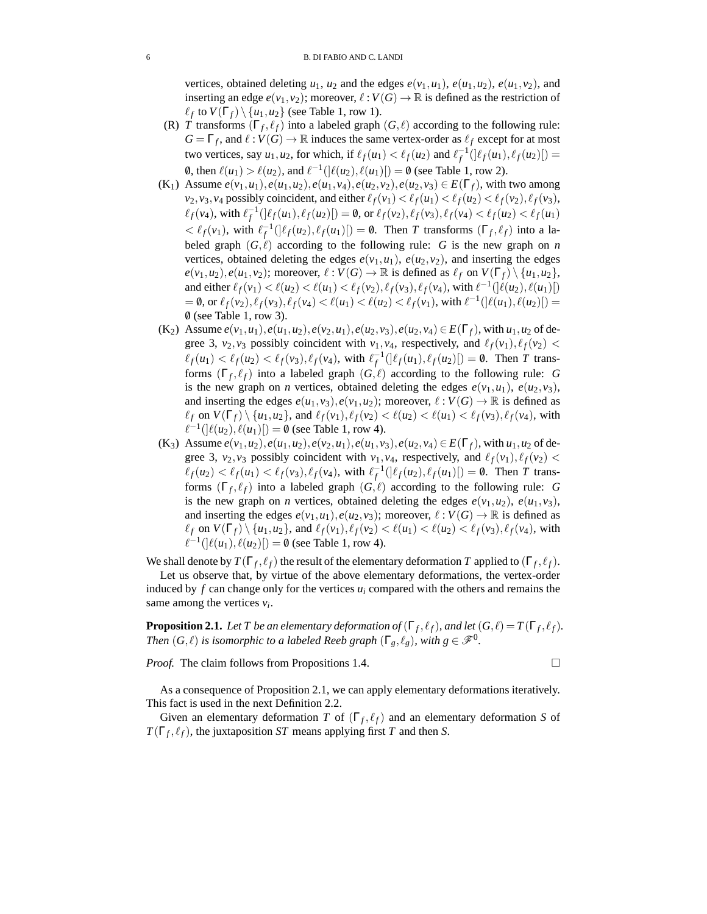vertices, obtained deleting $u_1$, $u_2$ and the edges $e(v_1,u_1)$, $e(u_1,u_2)$, $e(u_1,v_2)$, and inserting an edge $e(v_1,v_2)$; moreover, $\ell : V(G) \to \mathbb{R}$ is defined as the restriction of $\ell_f$ to $V(\Gamma_f) \setminus \{u_1,u_2\}$ (see Table 1, row 1).

(R) $T$ transforms $(\Gamma_f, \ell_f)$ into a labeled graph $(G,\ell)$ according to the following rule: $G = \Gamma_f$, and $\ell : V(G) \to \mathbb{R}$ induces the same vertex-order as $\ell_f$ except for at most two vertices, say $u_1, u_2$, for which, if $\ell_f(u_1) < \ell_f(u_2)$ and $\ell_f^{-1}(]\ell_f(u_1), \ell_f(u_2)[) = \emptyset$, then $\ell(u_1) > \ell(u_2)$, and $\ell^{-1}(]\ell(u_2), \ell(u_1)[) = \emptyset$ (see Table 1, row 2).

($K_1$) Assume $e(v_1,u_1), e(u_1,u_2), e(u_1,v_4), e(u_2,v_2), e(u_2,v_3) \in E(\Gamma_f)$, with two among $v_2, v_3, v_4$ possibly coincident, and either $\ell_f(v_1) < \ell_f(u_1) < \ell_f(u_2) < \ell_f(v_2), \ell_f(v_3), \ell_f(v_4)$, with $\ell_f^{-1}(]\ell_f(u_1), \ell_f(u_2)[) = \emptyset$, or $\ell_f(v_2), \ell_f(v_3), \ell_f(v_4) < \ell_f(u_2) < \ell_f(u_1) < \ell_f(v_1)$, with $\ell_f^{-1}(]\ell_f(u_2), \ell_f(u_1)[) = \emptyset$. Then $T$ transforms $(\Gamma_f, \ell_f)$ into a labeled graph $(G,\ell)$ according to the following rule: $G$ is the new graph on $n$ vertices, obtained deleting the edges $e(v_1,u_1)$, $e(u_2,v_2)$, and inserting the edges $e(v_1,u_2), e(u_1,v_2)$; moreover, $\ell : V(G) \to \mathbb{R}$ is defined as $\ell_f$ on $V(\Gamma_f) \setminus \{u_1,u_2\}$, and either $\ell_f(v_1) < \ell(u_2) < \ell(u_1) < \ell_f(v_2), \ell_f(v_3), \ell_f(v_4)$, with $\ell^{-1}(]\ell(u_2), \ell(u_1)[) = \emptyset$, or $\ell_f(v_2), \ell_f(v_3), \ell_f(v_4) < \ell(u_1) < \ell(u_2) < \ell_f(v_1)$, with $\ell^{-1}(]\ell(u_1), \ell(u_2)[) = \emptyset$ (see Table 1, row 3).

($K_2$) Assume $e(v_1,u_1), e(u_1,u_2), e(v_2,u_1), e(u_2,v_3), e(u_2,v_4) \in E(\Gamma_f)$, with $u_1, u_2$ of degree 3, $v_2, v_3$ possibly coincident with $v_1, v_4$, respectively, and $\ell_f(v_1), \ell_f(v_2) < \ell_f(u_1) < \ell_f(u_2) < \ell_f(v_3), \ell_f(v_4)$, with $\ell_f^{-1}(]\ell_f(u_1), \ell_f(u_2)[) = \emptyset$. Then $T$ transforms $(\Gamma_f, \ell_f)$ into a labeled graph $(G,\ell)$ according to the following rule: $G$ is the new graph on $n$ vertices, obtained deleting the edges $e(v_1,u_1)$, $e(u_2,v_3)$, and inserting the edges $e(u_1,v_3), e(v_1,u_2)$; moreover, $\ell : V(G) \to \mathbb{R}$ is defined as $\ell_f$ on $V(\Gamma_f) \setminus \{u_1,u_2\}$, and $\ell_f(v_1), \ell_f(v_2) < \ell(u_2) < \ell(u_1) < \ell_f(v_3), \ell_f(v_4)$, with $\ell^{-1}(]\ell(u_2), \ell(u_1)[) = \emptyset$ (see Table 1, row 4).

($K_3$) Assume $e(v_1,u_2), e(u_1,u_2), e(v_2,u_1), e(u_1,v_3), e(u_2,v_4) \in E(\Gamma_f)$, with $u_1, u_2$ of degree 3, $v_2, v_3$ possibly coincident with $v_1, v_4$, respectively, and $\ell_f(v_1), \ell_f(v_2) < \ell_f(u_2) < \ell_f(u_1) < \ell_f(v_3), \ell_f(v_4)$, with $\ell_f^{-1}(]\ell_f(u_2), \ell_f(u_1)[) = \emptyset$. Then $T$ transforms $(\Gamma_f, \ell_f)$ into a labeled graph $(G,\ell)$ according to the following rule: $G$ is the new graph on $n$ vertices, obtained deleting the edges $e(v_1,u_2)$, $e(u_1,v_3)$, and inserting the edges $e(v_1,u_1), e(u_2,v_3)$; moreover, $\ell : V(G) \to \mathbb{R}$ is defined as $\ell_f$ on $V(\Gamma_f) \setminus \{u_1,u_2\}$, and $\ell_f(v_1), \ell_f(v_2) < \ell(u_1) < \ell(u_2) < \ell_f(v_3), \ell_f(v_4)$, with $\ell^{-1}(]\ell(u_1), \ell(u_2)[) = \emptyset$ (see Table 1, row 4).

We shall denote by $T(\Gamma_f, \ell_f)$ the result of the elementary deformation $T$ applied to $(\Gamma_f, \ell_f)$.

Let us observe that, by virtue of the above elementary deformations, the vertex-order induced by $f$ can change only for the vertices $u_i$ compared with the others and remains the same among the vertices $v_i$.

**Proposition 2.1.** *Let $T$ be an elementary deformation of $(\Gamma_f, \ell_f)$, and let $(G,\ell) = T(\Gamma_f, \ell_f)$. Then $(G,\ell)$ is isomorphic to a labeled Reeb graph $(\Gamma_g, \ell_g)$, with $g \in \mathscr{F}^0$.*

*Proof.* The claim follows from Propositions 1.4. $\square$

As a consequence of Proposition 2.1, we can apply elementary deformations iteratively. This fact is used in the next Definition 2.2.

Given an elementary deformation $T$ of $(\Gamma_f, \ell_f)$ and an elementary deformation $S$ of $T(\Gamma_f, \ell_f)$, the juxtaposition $ST$ means applying first $T$ and then $S$.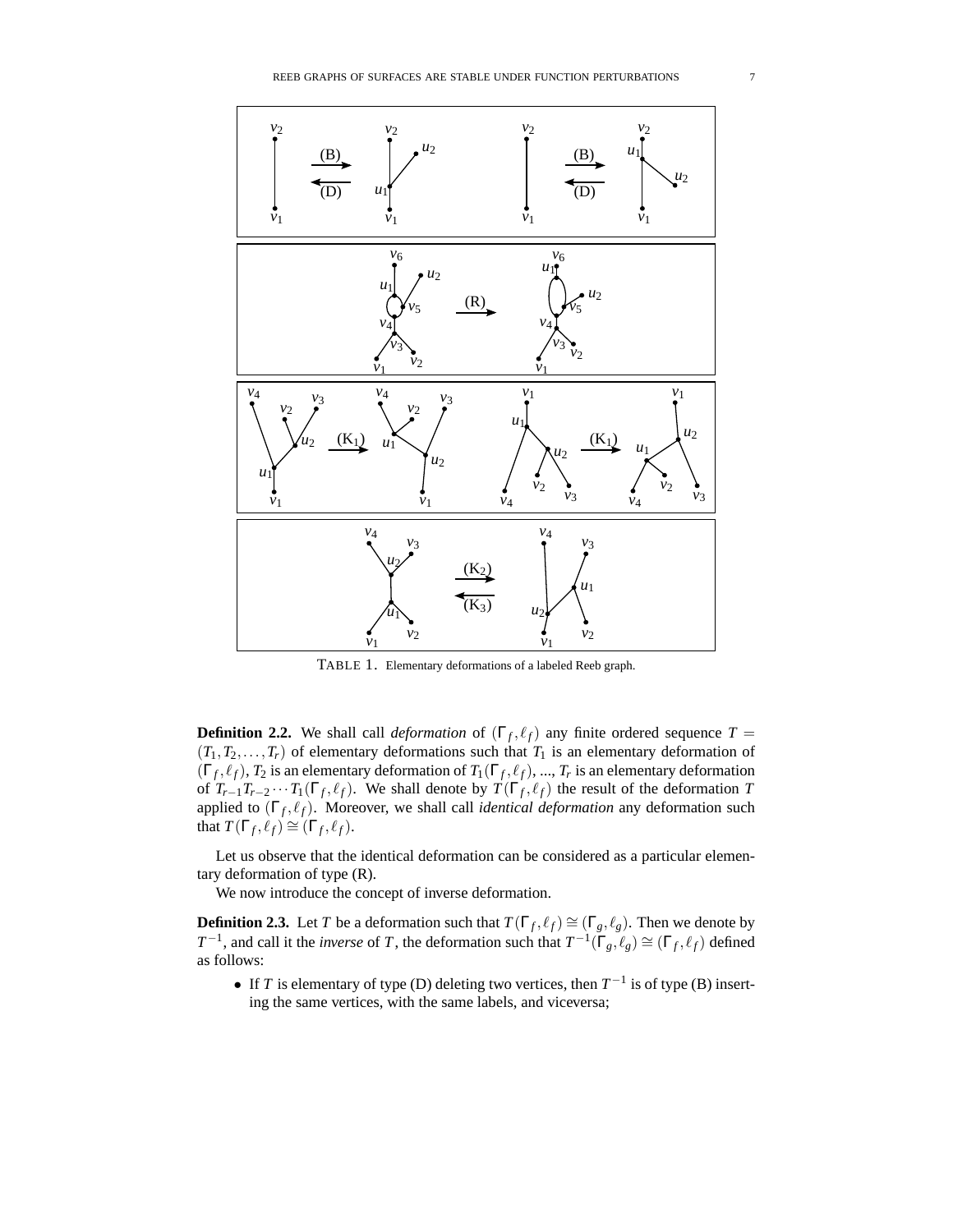TABLE 1. Elementary deformations of a labeled Reeb graph.

**Definition 2.2.** We shall call *deformation* of $(\Gamma_f, \ell_f)$ any finite ordered sequence $T = (T_1, T_2, \dots, T_r)$ of elementary deformations such that $T_1$ is an elementary deformation of $(\Gamma_f, \ell_f)$, $T_2$ is an elementary deformation of $T_1(\Gamma_f, \ell_f)$, ..., $T_r$ is an elementary deformation of $T_{r-1}T_{r-2}\cdots T_1(\Gamma_f, \ell_f)$. We shall denote by $T(\Gamma_f, \ell_f)$ the result of the deformation $T$ applied to $(\Gamma_f, \ell_f)$. Moreover, we shall call *identical deformation* any deformation such that $T(\Gamma_f, \ell_f) \cong (\Gamma_f, \ell_f)$.

Let us observe that the identical deformation can be considered as a particular elementary deformation of type (R).

We now introduce the concept of inverse deformation.

**Definition 2.3.** Let $T$ be a deformation such that $T(\Gamma_f, \ell_f) \cong (\Gamma_g, \ell_g)$. Then we denote by $T^{-1}$, and call it the *inverse* of $T$, the deformation such that $T^{-1}(\Gamma_g, \ell_g) \cong (\Gamma_f, \ell_f)$ defined as follows:

- If $T$ is elementary of type (D) deleting two vertices, then $T^{-1}$ is of type (B) inserting the same vertices, with the same labels, and viceversa;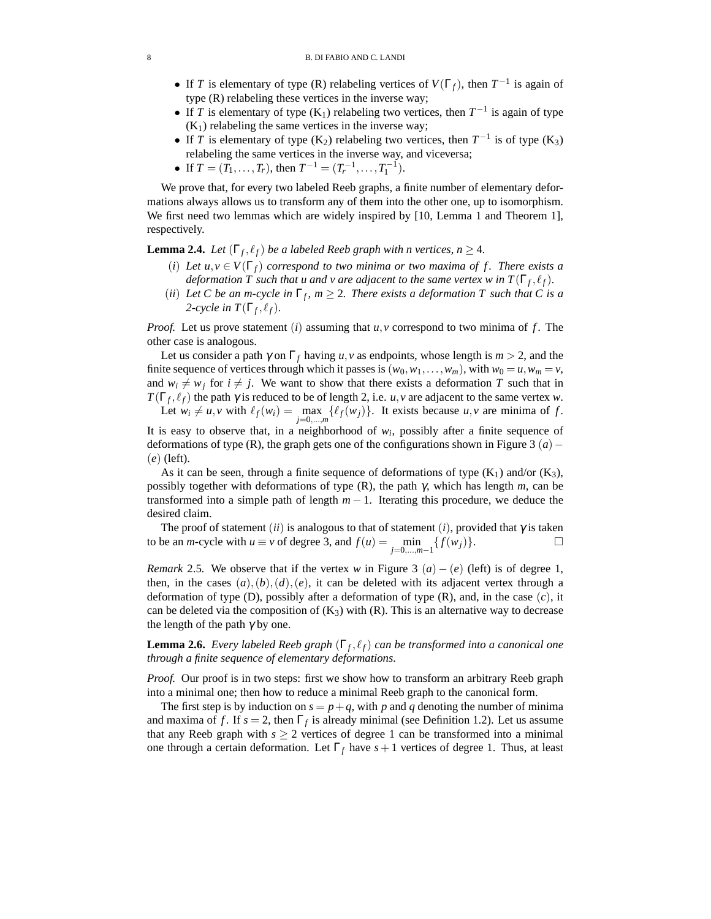- If $T$ is elementary of type (R) relabeling vertices of $V(\Gamma_f)$, then $T^{-1}$ is again of type (R) relabeling these vertices in the inverse way;
- If $T$ is elementary of type ($\mathrm{K}_1$) relabeling two vertices, then $T^{-1}$ is again of type ($\mathrm{K}_1$) relabeling the same vertices in the inverse way;
- If $T$ is elementary of type ($\mathrm{K}_2$) relabeling two vertices, then $T^{-1}$ is of type ($\mathrm{K}_3$) relabeling the same vertices in the inverse way, and viceversa;
- If $T = (T_1, \ldots, T_r)$, then $T^{-1} = (T_r^{-1}, \ldots, T_1^{-1})$.

We prove that, for every two labeled Reeb graphs, a finite number of elementary deformations always allows us to transform any of them into the other one, up to isomorphism. We first need two lemmas which are widely inspired by [10, Lemma 1 and Theorem 1], respectively.

**Lemma 2.4.** *Let $(\Gamma_f, \ell_f)$ be a labeled Reeb graph with $n$ vertices, $n \geq 4$.*

$(i)$ *Let $u, v \in V(\Gamma_f)$ correspond to two minima or two maxima of $f$. There exists a deformation $T$ such that $u$ and $v$ are adjacent to the same vertex $w$ in $T(\Gamma_f, \ell_f)$.*

$(ii)$ *Let $C$ be an $m$-cycle in $\Gamma_f$, $m \geq 2$. There exists a deformation $T$ such that $C$ is a 2-cycle in $T(\Gamma_f, \ell_f)$.*

*Proof.* Let us prove statement $(i)$ assuming that $u, v$ correspond to two minima of $f$. The other case is analogous.

Let us consider a path $\gamma$ on $\Gamma_f$ having $u, v$ as endpoints, whose length is $m > 2$, and the finite sequence of vertices through which it passes is $(w_0, w_1, \ldots, w_m)$, with $w_0 = u, w_m = v$, and $w_i \neq w_j$ for $i \neq j$. We want to show that there exists a deformation $T$ such that in $T(\Gamma_f, \ell_f)$ the path $\gamma$ is reduced to be of length 2, i.e. $u, v$ are adjacent to the same vertex $w$.

Let $w_i \neq u, v$ with $\ell_f(w_i) = \max_{j=0,\ldots,m}\{\ell_f(w_j)\}$. It exists because $u, v$ are minima of $f$. It is easy to observe that, in a neighborhood of $w_i$, possibly after a finite sequence of deformations of type (R), the graph gets one of the configurations shown in Figure 3 $(a)-(e)$ (left).

As it can be seen, through a finite sequence of deformations of type ($\mathrm{K}_1$) and/or ($\mathrm{K}_3$), possibly together with deformations of type (R), the path $\gamma$, which has length $m$, can be transformed into a simple path of length $m-1$. Iterating this procedure, we deduce the desired claim.

The proof of statement $(ii)$ is analogous to that of statement $(i)$, provided that $\gamma$ is taken to be an $m$-cycle with $u \equiv v$ of degree 3, and $f(u) = \min_{j=0,\ldots,m-1}\{f(w_j)\}$. $\square$

*Remark* 2.5. We observe that if the vertex $w$ in Figure 3 $(a)-(e)$ (left) is of degree 1, then, in the cases $(a), (b), (d), (e)$, it can be deleted with its adjacent vertex through a deformation of type (D), possibly after a deformation of type (R), and, in the case $(c)$, it can be deleted via the composition of ($\mathrm{K}_3$) with (R). This is an alternative way to decrease the length of the path $\gamma$ by one.

**Lemma 2.6.** *Every labeled Reeb graph $(\Gamma_f, \ell_f)$ can be transformed into a canonical one through a finite sequence of elementary deformations.*

*Proof.* Our proof is in two steps: first we show how to transform an arbitrary Reeb graph into a minimal one; then how to reduce a minimal Reeb graph to the canonical form.

The first step is by induction on $s = p + q$, with $p$ and $q$ denoting the number of minima and maxima of $f$. If $s = 2$, then $\Gamma_f$ is already minimal (see Definition 1.2). Let us assume that any Reeb graph with $s \geq 2$ vertices of degree 1 can be transformed into a minimal one through a certain deformation. Let $\Gamma_f$ have $s + 1$ vertices of degree 1. Thus, at least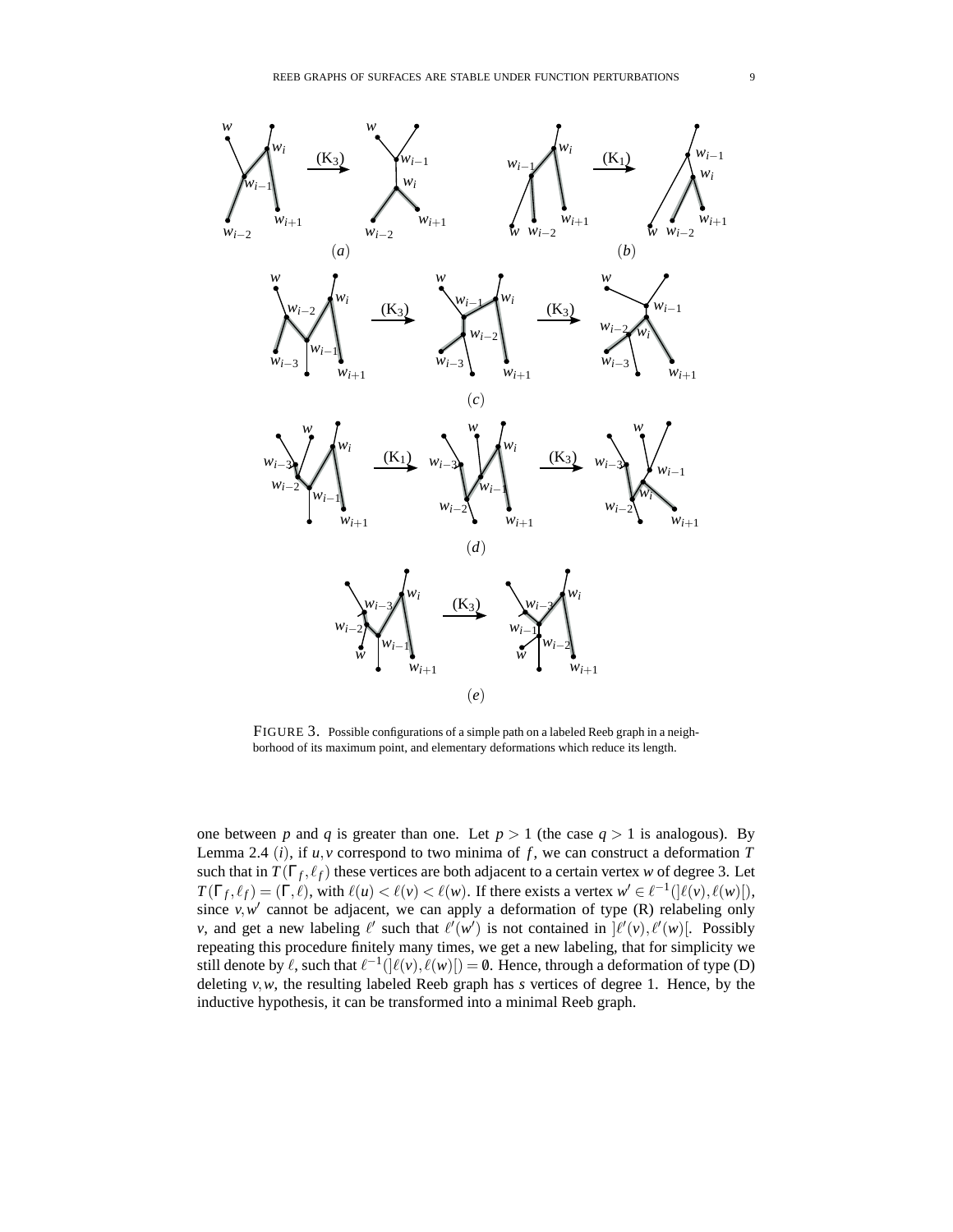FIGURE 3. Possible configurations of a simple path on a labeled Reeb graph in a neighborhood of its maximum point, and elementary deformations which reduce its length.

one between $p$ and $q$ is greater than one. Let $p > 1$ (the case $q > 1$ is analogous). By Lemma 2.4 $(i)$, if $u, v$ correspond to two minima of $f$, we can construct a deformation $T$ such that in $T(\Gamma_f, \ell_f)$ these vertices are both adjacent to a certain vertex $w$ of degree 3. Let $T(\Gamma_f, \ell_f) = (\Gamma, \ell)$, with $\ell(u) < \ell(v) < \ell(w)$. If there exists a vertex $w' \in \ell^{-1}(]\ell(v), \ell(w)[)$, since $v, w'$ cannot be adjacent, we can apply a deformation of type (R) relabeling only $v$, and get a new labeling $\ell'$ such that $\ell'(w')$ is not contained in $]\ell'(v), \ell'(w)[$. Possibly repeating this procedure finitely many times, we get a new labeling, that for simplicity we still denote by $\ell$, such that $\ell^{-1}(]\ell(v), \ell(w)[) = \emptyset$. Hence, through a deformation of type (D) deleting $v, w$, the resulting labeled Reeb graph has $s$ vertices of degree 1. Hence, by the inductive hypothesis, it can be transformed into a minimal Reeb graph.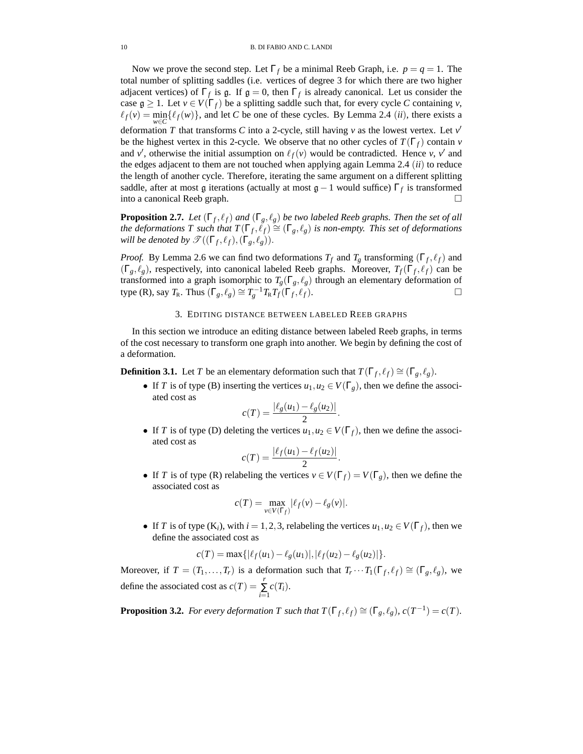Now we prove the second step. Let $\Gamma_f$ be a minimal Reeb Graph, i.e. $p = q = 1$. The total number of splitting saddles (i.e. vertices of degree 3 for which there are two higher adjacent vertices) of $\Gamma_f$ is $\mathfrak{g}$. If $\mathfrak{g} = 0$, then $\Gamma_f$ is already canonical. Let us consider the case $\mathfrak{g} \geq 1$. Let $v \in V(\Gamma_f)$ be a splitting saddle such that, for every cycle $C$ containing $v$, $\ell_f(v) = \min_{w \in C}\{\ell_f(w)\}$, and let $C$ be one of these cycles. By Lemma 2.4 $(ii)$, there exists a deformation $T$ that transforms $C$ into a 2-cycle, still having $v$ as the lowest vertex. Let $v'$ be the highest vertex in this 2-cycle. We observe that no other cycles of $T(\Gamma_f)$ contain $v$ and $v'$, otherwise the initial assumption on $\ell_f(v)$ would be contradicted. Hence $v$, $v'$ and the edges adjacent to them are not touched when applying again Lemma 2.4 $(ii)$ to reduce the length of another cycle. Therefore, iterating the same argument on a different splitting saddle, after at most $\mathfrak{g}$ iterations (actually at most $\mathfrak{g}-1$ would suffice) $\Gamma_f$ is transformed into a canonical Reeb graph. □

**Proposition 2.7.** *Let $(\Gamma_f, \ell_f)$ and $(\Gamma_g, \ell_g)$ be two labeled Reeb graphs. Then the set of all the deformations $T$ such that $T(\Gamma_f, \ell_f) \cong (\Gamma_g, \ell_g)$ is non-empty. This set of deformations will be denoted by $\mathscr{T}((\Gamma_f, \ell_f), (\Gamma_g, \ell_g))$.*

*Proof.* By Lemma 2.6 we can find two deformations $T_f$ and $T_g$ transforming $(\Gamma_f, \ell_f)$ and $(\Gamma_g, \ell_g)$, respectively, into canonical labeled Reeb graphs. Moreover, $T_f(\Gamma_f, \ell_f)$ can be transformed into a graph isomorphic to $T_g(\Gamma_g, \ell_g)$ through an elementary deformation of type (R), say $T_{\text{R}}$. Thus $(\Gamma_g, \ell_g) \cong T_g^{-1} T_{\text{R}} T_f(\Gamma_f, \ell_f)$. □

## 3. Editing distance between labeled Reeb graphs

In this section we introduce an editing distance between labeled Reeb graphs, in terms of the cost necessary to transform one graph into another. We begin by defining the cost of a deformation.

**Definition 3.1.** Let $T$ be an elementary deformation such that $T(\Gamma_f, \ell_f) \cong (\Gamma_g, \ell_g)$.

- If $T$ is of type (B) inserting the vertices $u_1, u_2 \in V(\Gamma_g)$, then we define the associated cost as
$$c(T) = \frac{|\ell_g(u_1) - \ell_g(u_2)|}{2}.$$
- If $T$ is of type (D) deleting the vertices $u_1, u_2 \in V(\Gamma_f)$, then we define the associated cost as
$$c(T) = \frac{|\ell_f(u_1) - \ell_f(u_2)|}{2}.$$
- If $T$ is of type (R) relabeling the vertices $v \in V(\Gamma_f) = V(\Gamma_g)$, then we define the associated cost as
$$c(T) = \max_{v \in V(\Gamma_f)} |\ell_f(v) - \ell_g(v)|.$$
- If $T$ is of type (K$_i$), with $i = 1, 2, 3$, relabeling the vertices $u_1, u_2 \in V(\Gamma_f)$, then we define the associated cost as
$$c(T) = \max\{|\ell_f(u_1) - \ell_g(u_1)|, |\ell_f(u_2) - \ell_g(u_2)|\}.$$

Moreover, if $T = (T_1, \ldots, T_r)$ is a deformation such that $T_r \cdots T_1(\Gamma_f, \ell_f) \cong (\Gamma_g, \ell_g)$, we define the associated cost as $c(T) = \sum_{i=1}^{r} c(T_i)$.

**Proposition 3.2.** *For every deformation $T$ such that $T(\Gamma_f, \ell_f) \cong (\Gamma_g, \ell_g)$, $c(T^{-1}) = c(T)$.*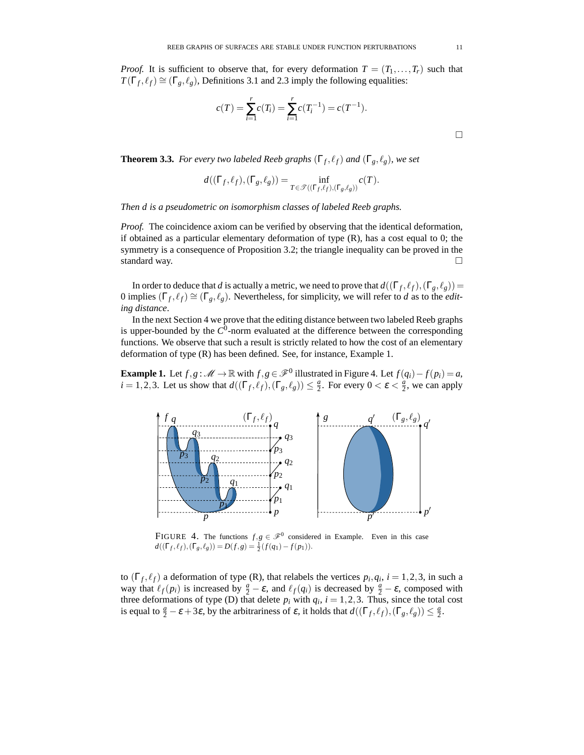*Proof.* It is sufficient to observe that, for every deformation $T = (T_1, \ldots, T_r)$ such that $T(\Gamma_f, \ell_f) \cong (\Gamma_g, \ell_g)$, Definitions 3.1 and 2.3 imply the following equalities:

$$c(T) = \sum_{i=1}^{r} c(T_i) = \sum_{i=1}^{r} c(T_i^{-1}) = c(T^{-1}).$$

□

**Theorem 3.3.** *For every two labeled Reeb graphs $(\Gamma_f, \ell_f)$ and $(\Gamma_g, \ell_g)$, we set*

$$d((\Gamma_f, \ell_f), (\Gamma_g, \ell_g)) = \inf_{T \in \mathscr{T}((\Gamma_f, \ell_f), (\Gamma_g, \ell_g))} c(T).$$

*Then $d$ is a pseudometric on isomorphism classes of labeled Reeb graphs.*

*Proof.* The coincidence axiom can be verified by observing that the identical deformation, if obtained as a particular elementary deformation of type (R), has a cost equal to 0; the symmetry is a consequence of Proposition 3.2; the triangle inequality can be proved in the standard way. □

In order to deduce that $d$ is actually a metric, we need to prove that $d((\Gamma_f, \ell_f), (\Gamma_g, \ell_g)) = 0$ implies $(\Gamma_f, \ell_f) \cong (\Gamma_g, \ell_g)$. Nevertheless, for simplicity, we will refer to $d$ as to the *editing distance*.

In the next Section 4 we prove that the editing distance between two labeled Reeb graphs is upper-bounded by the $C^0$-norm evaluated at the difference between the corresponding functions. We observe that such a result is strictly related to how the cost of an elementary deformation of type (R) has been defined. See, for instance, Example 1.

**Example 1.** Let $f, g : \mathscr{M} \to \mathbb{R}$ with $f, g \in \mathscr{F}^0$ illustrated in Figure 4. Let $f(q_i) - f(p_i) = a$, $i = 1, 2, 3$. Let us show that $d((\Gamma_f, \ell_f), (\Gamma_g, \ell_g)) \leq \frac{a}{2}$. For every $0 < \varepsilon < \frac{a}{2}$, we can apply to $(\Gamma_f, \ell_f)$ a deformation of type (R), that relabels the vertices $p_i, q_i$, $i = 1, 2, 3$, in such a way that $\ell_f(p_i)$ is increased by $\frac{a}{2} - \varepsilon$, and $\ell_f(q_i)$ is decreased by $\frac{a}{2} - \varepsilon$, composed with three deformations of type (D) that delete $p_i$ with $q_i$, $i = 1, 2, 3$. Thus, since the total cost is equal to $\frac{a}{2} - \varepsilon + 3\varepsilon$, by the arbitrariness of $\varepsilon$, it holds that $d((\Gamma_f, \ell_f), (\Gamma_g, \ell_g)) \leq \frac{a}{2}$.

FIGURE 4. The functions $f, g \in \mathscr{F}^0$ considered in Example. Even in this case $d((\Gamma_f, \ell_f), (\Gamma_g, \ell_g)) = D(f, g) = \frac{1}{2}(f(q_1) - f(p_1))$.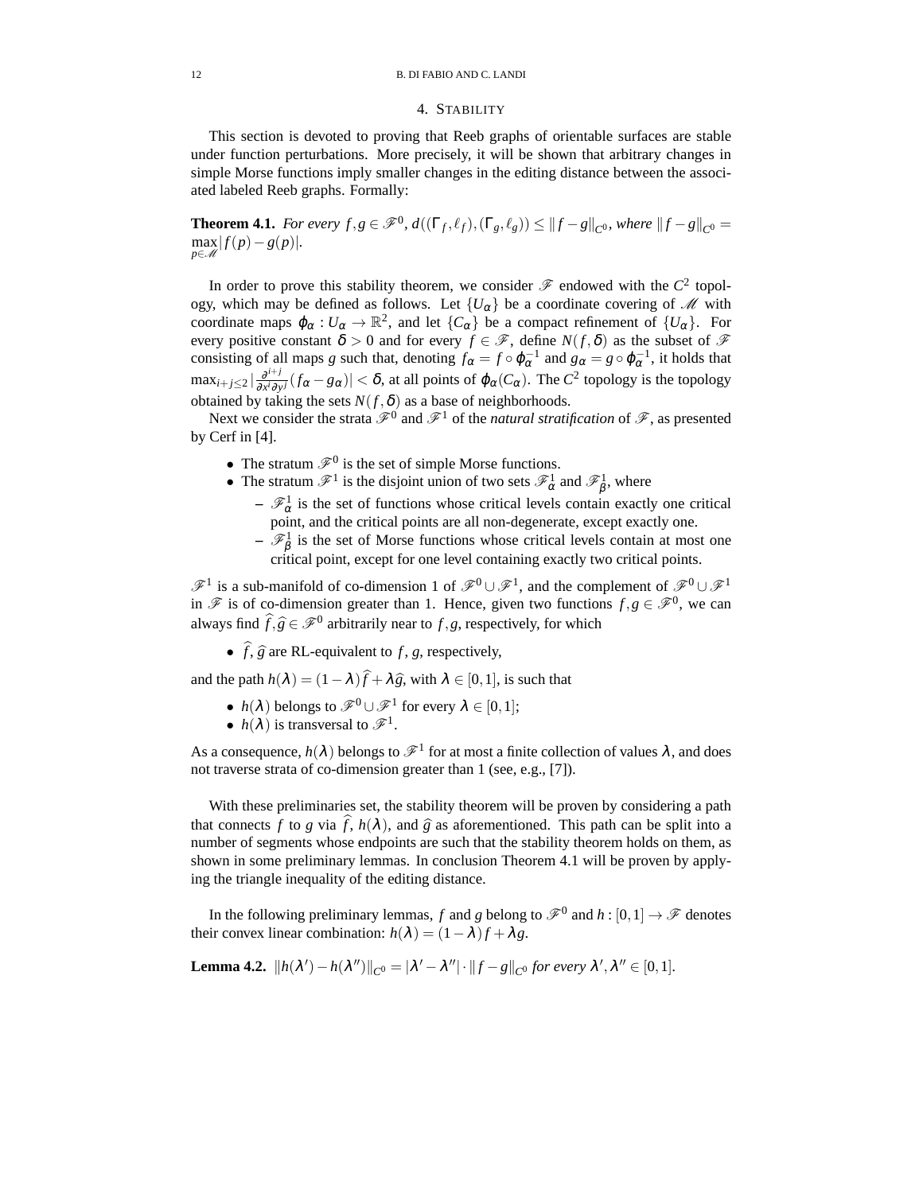## 4. Stability

This section is devoted to proving that Reeb graphs of orientable surfaces are stable under function perturbations. More precisely, it will be shown that arbitrary changes in simple Morse functions imply smaller changes in the editing distance between the associated labeled Reeb graphs. Formally:

**Theorem 4.1.** *For every $f,g \in \mathscr{F}^0$, $d((\Gamma_f,\ell_f),(\Gamma_g,\ell_g)) \le \|f-g\|_{C^0}$, where $\|f-g\|_{C^0} = \max_{p\in\mathscr{M}} |f(p)-g(p)|$.*

In order to prove this stability theorem, we consider $\mathscr{F}$ endowed with the $C^2$ topology, which may be defined as follows. Let $\{U_\alpha\}$ be a coordinate covering of $\mathscr{M}$ with coordinate maps $\varphi_\alpha : U_\alpha \to \mathbb{R}^2$, and let $\{C_\alpha\}$ be a compact refinement of $\{U_\alpha\}$. For every positive constant $\delta > 0$ and for every $f \in \mathscr{F}$, define $N(f,\delta)$ as the subset of $\mathscr{F}$ consisting of all maps $g$ such that, denoting $f_\alpha = f \circ \varphi_\alpha^{-1}$ and $g_\alpha = g \circ \varphi_\alpha^{-1}$, it holds that $\max_{i+j\le 2} |\frac{\partial^{i+j}}{\partial x^i \partial y^j}(f_\alpha - g_\alpha)| < \delta$, at all points of $\varphi_\alpha(C_\alpha)$. The $C^2$ topology is the topology obtained by taking the sets $N(f,\delta)$ as a base of neighborhoods.

Next we consider the strata $\mathscr{F}^0$ and $\mathscr{F}^1$ of the *natural stratification* of $\mathscr{F}$, as presented by Cerf in [4].

- The stratum $\mathscr{F}^0$ is the set of simple Morse functions.
- The stratum $\mathscr{F}^1$ is the disjoint union of two sets $\mathscr{F}^1_\alpha$ and $\mathscr{F}^1_\beta$, where
  - $\mathscr{F}^1_\alpha$ is the set of functions whose critical levels contain exactly one critical point, and the critical points are all non-degenerate, except exactly one.
  - $\mathscr{F}^1_\beta$ is the set of Morse functions whose critical levels contain at most one critical point, except for one level containing exactly two critical points.

$\mathscr{F}^1$ is a sub-manifold of co-dimension 1 of $\mathscr{F}^0 \cup \mathscr{F}^1$, and the complement of $\mathscr{F}^0 \cup \mathscr{F}^1$ in $\mathscr{F}$ is of co-dimension greater than 1. Hence, given two functions $f,g \in \mathscr{F}^0$, we can always find $\widehat{f},\widehat{g} \in \mathscr{F}^0$ arbitrarily near to $f,g$, respectively, for which

- $\widehat{f}$, $\widehat{g}$ are RL-equivalent to $f$, $g$, respectively,

and the path $h(\lambda) = (1-\lambda)\widehat{f} + \lambda\widehat{g}$, with $\lambda \in [0,1]$, is such that

- $h(\lambda)$ belongs to $\mathscr{F}^0 \cup \mathscr{F}^1$ for every $\lambda \in [0,1]$;
- $h(\lambda)$ is transversal to $\mathscr{F}^1$.

As a consequence, $h(\lambda)$ belongs to $\mathscr{F}^1$ for at most a finite collection of values $\lambda$, and does not traverse strata of co-dimension greater than 1 (see, e.g., [7]).

With these preliminaries set, the stability theorem will be proven by considering a path that connects $f$ to $g$ via $\widehat{f}$, $h(\lambda)$, and $\widehat{g}$ as aforementioned. This path can be split into a number of segments whose endpoints are such that the stability theorem holds on them, as shown in some preliminary lemmas. In conclusion Theorem 4.1 will be proven by applying the triangle inequality of the editing distance.

In the following preliminary lemmas, $f$ and $g$ belong to $\mathscr{F}^0$ and $h : [0,1] \to \mathscr{F}$ denotes their convex linear combination: $h(\lambda) = (1-\lambda)f + \lambda g$.

**Lemma 4.2.** $\|h(\lambda') - h(\lambda'')\|_{C^0} = |\lambda' - \lambda''| \cdot \|f-g\|_{C^0}$ *for every* $\lambda',\lambda'' \in [0,1]$.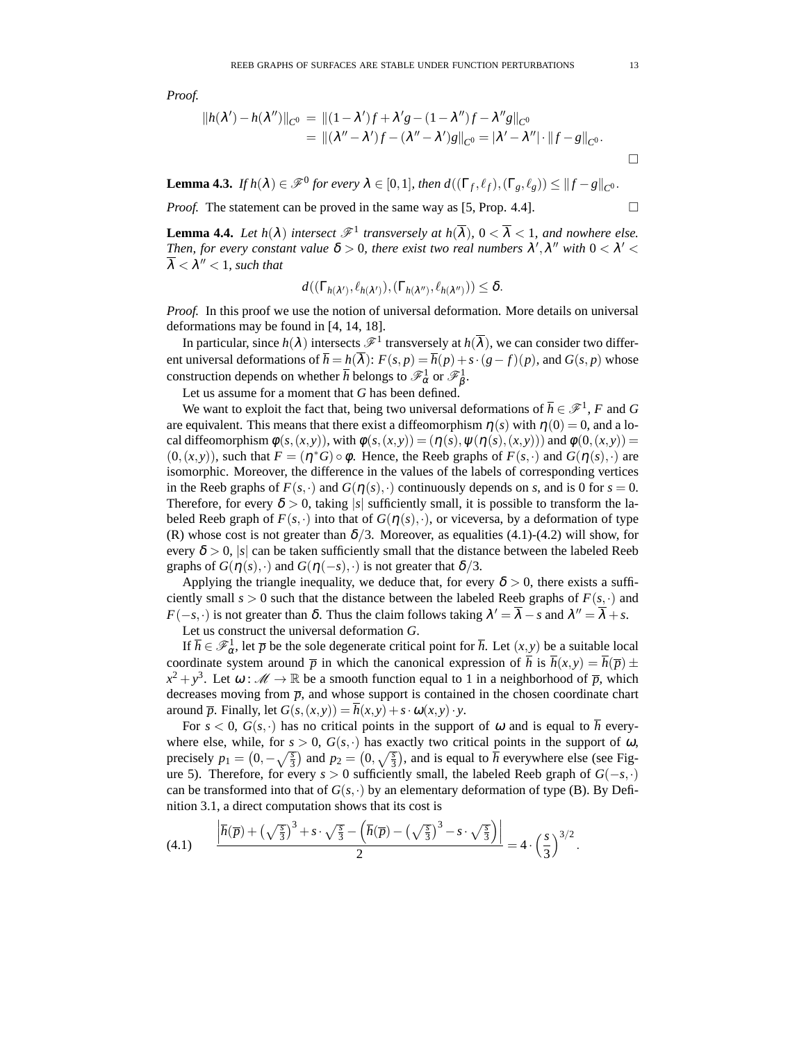*Proof.*

$$
\begin{aligned}
\|h(\lambda') - h(\lambda'')\|_{C^0} &= \|(1-\lambda')f + \lambda' g - (1-\lambda'')f - \lambda'' g\|_{C^0} \\
&= \|(\lambda'' - \lambda')f - (\lambda'' - \lambda')g\|_{C^0} = |\lambda' - \lambda''| \cdot \|f - g\|_{C^0}.
\end{aligned}
$$

□

**Lemma 4.3.** *If $h(\lambda) \in \mathscr{F}^0$ for every $\lambda \in [0,1]$, then $d((\Gamma_f, \ell_f), (\Gamma_g, \ell_g)) \le \|f - g\|_{C^0}$.*

*Proof.* The statement can be proved in the same way as [5, Prop. 4.4]. □

**Lemma 4.4.** *Let $h(\lambda)$ intersect $\mathscr{F}^1$ transversely at $h(\overline{\lambda})$, $0 < \overline{\lambda} < 1$, and nowhere else. Then, for every constant value $\delta > 0$, there exist two real numbers $\lambda', \lambda''$ with $0 < \lambda' < \overline{\lambda} < \lambda'' < 1$, such that*

$$
d((\Gamma_{h(\lambda')}, \ell_{h(\lambda')}), (\Gamma_{h(\lambda'')}, \ell_{h(\lambda'')})) \le \delta.
$$

*Proof.* In this proof we use the notion of universal deformation. More details on universal deformations may be found in [4, 14, 18].

In particular, since $h(\lambda)$ intersects $\mathscr{F}^1$ transversely at $h(\overline{\lambda})$, we can consider two different universal deformations of $\overline{h} = h(\overline{\lambda})$: $F(s,p) = \overline{h}(p) + s \cdot (g - f)(p)$, and $G(s,p)$ whose construction depends on whether $\overline{h}$ belongs to $\mathscr{F}^1_\alpha$ or $\mathscr{F}^1_\beta$.

Let us assume for a moment that $G$ has been defined.

We want to exploit the fact that, being two universal deformations of $\overline{h} \in \mathscr{F}^1$, $F$ and $G$ are equivalent. This means that there exist a diffeomorphism $\eta(s)$ with $\eta(0) = 0$, and a local diffeomorphism $\varphi(s,(x,y))$, with $\varphi(s,(x,y)) = (\eta(s), \psi(\eta(s),(x,y)))$ and $\varphi(0,(x,y)) = (0,(x,y))$, such that $F = (\eta^* G) \circ \varphi$. Hence, the Reeb graphs of $F(s,\cdot)$ and $G(\eta(s),\cdot)$ are isomorphic. Moreover, the difference in the values of the labels of corresponding vertices in the Reeb graphs of $F(s,\cdot)$ and $G(\eta(s),\cdot)$ continuously depends on $s$, and is 0 for $s = 0$. Therefore, for every $\delta > 0$, taking $|s|$ sufficiently small, it is possible to transform the labeled Reeb graph of $F(s,\cdot)$ into that of $G(\eta(s),\cdot)$, or viceversa, by a deformation of type (R) whose cost is not greater than $\delta/3$. Moreover, as equalities (4.1)-(4.2) will show, for every $\delta > 0$, $|s|$ can be taken sufficiently small that the distance between the labeled Reeb graphs of $G(\eta(s),\cdot)$ and $G(\eta(-s),\cdot)$ is not greater that $\delta/3$.

Applying the triangle inequality, we deduce that, for every $\delta > 0$, there exists a sufficiently small $s > 0$ such that the distance between the labeled Reeb graphs of $F(s,\cdot)$ and $F(-s,\cdot)$ is not greater than $\delta$. Thus the claim follows taking $\lambda' = \overline{\lambda} - s$ and $\lambda'' = \overline{\lambda} + s$.

Let us construct the universal deformation $G$.

If $\overline{h} \in \mathscr{F}^1_\alpha$, let $\overline{p}$ be the sole degenerate critical point for $\overline{h}$. Let $(x,y)$ be a suitable local coordinate system around $\overline{p}$ in which the canonical expression of $\overline{h}$ is $\overline{h}(x,y) = \overline{h}(\overline{p}) \pm x^2 + y^3$. Let $\omega : \mathscr{M} \to \mathbb{R}$ be a smooth function equal to 1 in a neighborhood of $\overline{p}$, which decreases moving from $\overline{p}$, and whose support is contained in the chosen coordinate chart around $\overline{p}$. Finally, let $G(s,(x,y)) = \overline{h}(x,y) + s \cdot \omega(x,y) \cdot y$.

For $s < 0$, $G(s,\cdot)$ has no critical points in the support of $\omega$ and is equal to $\overline{h}$ everywhere else, while, for $s > 0$, $G(s,\cdot)$ has exactly two critical points in the support of $\omega$, precisely $p_1 = \left(0, -\sqrt{\frac{s}{3}}\right)$ and $p_2 = \left(0, \sqrt{\frac{s}{3}}\right)$, and is equal to $\overline{h}$ everywhere else (see Figure 5). Therefore, for every $s > 0$ sufficiently small, the labeled Reeb graph of $G(-s,\cdot)$ can be transformed into that of $G(s,\cdot)$ by an elementary deformation of type (B). By Definition 3.1, a direct computation shows that its cost is

$$
\frac{\left|\overline{h}(\overline{p}) + \left(\sqrt{\frac{s}{3}}\right)^3 + s \cdot \sqrt{\frac{s}{3}} - \left(\overline{h}(\overline{p}) - \left(\sqrt{\frac{s}{3}}\right)^3 - s \cdot \sqrt{\frac{s}{3}}\right)\right|}{2} = 4 \cdot \left(\frac{s}{3}\right)^{3/2}. \tag{4.1}
$$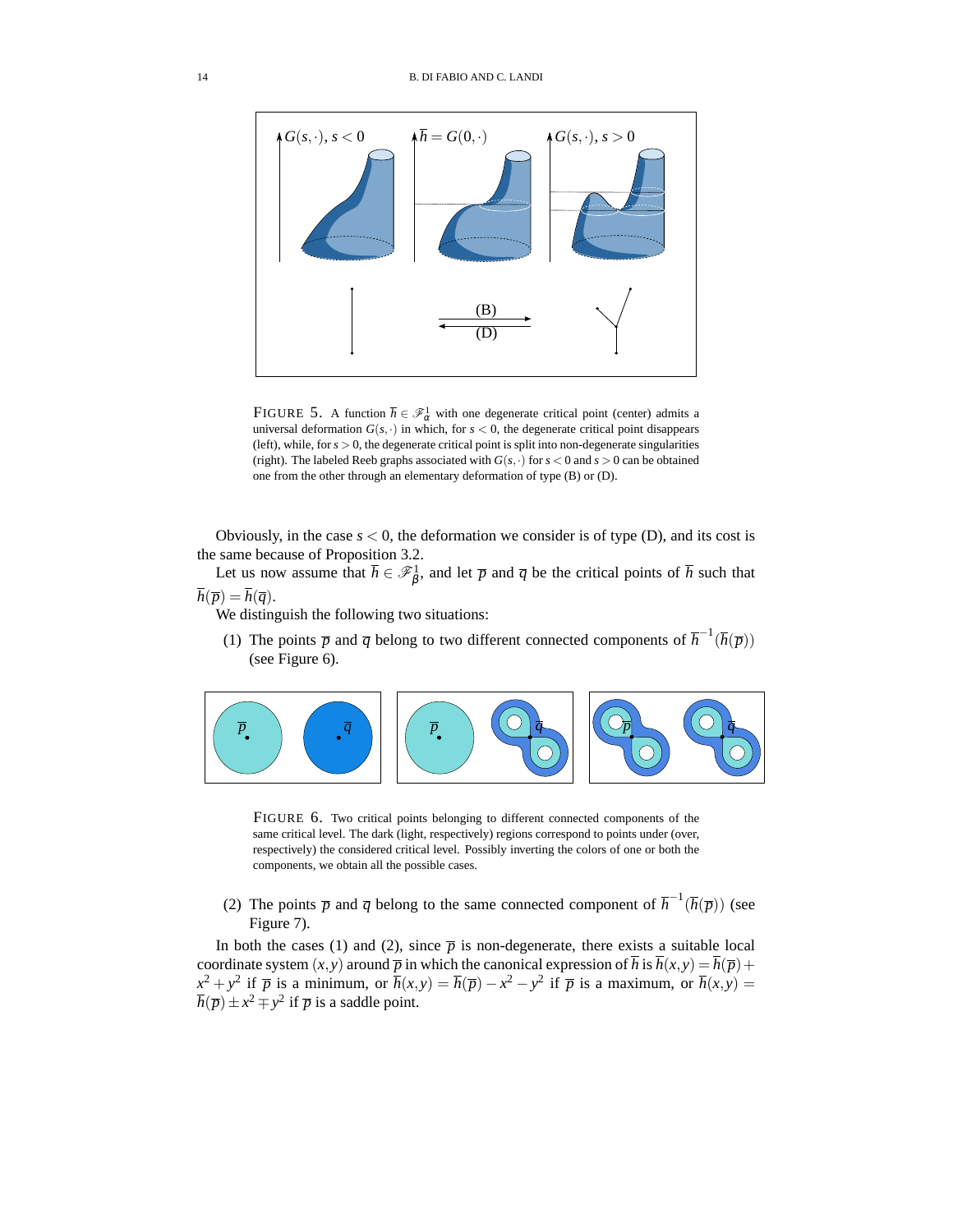FIGURE 5. A function $\overline{h} \in \mathscr{F}^1_\alpha$ with one degenerate critical point (center) admits a universal deformation $G(s,\cdot)$ in which, for $s<0$, the degenerate critical point disappears (left), while, for $s>0$, the degenerate critical point is split into non-degenerate singularities (right). The labeled Reeb graphs associated with $G(s,\cdot)$ for $s<0$ and $s>0$ can be obtained one from the other through an elementary deformation of type (B) or (D).

Obviously, in the case $s<0$, the deformation we consider is of type (D), and its cost is the same because of Proposition 3.2.

Let us now assume that $\overline{h} \in \mathscr{F}^1_\beta$, and let $\overline{p}$ and $\overline{q}$ be the critical points of $\overline{h}$ such that $\overline{h}(\overline{p}) = \overline{h}(\overline{q})$.

We distinguish the following two situations:

(1) The points $\overline{p}$ and $\overline{q}$ belong to two different connected components of $\overline{h}^{-1}(\overline{h}(\overline{p}))$ (see Figure 6).

FIGURE 6. Two critical points belonging to different connected components of the same critical level. The dark (light, respectively) regions correspond to points under (over, respectively) the considered critical level. Possibly inverting the colors of one or both the components, we obtain all the possible cases.

(2) The points $\overline{p}$ and $\overline{q}$ belong to the same connected component of $\overline{h}^{-1}(\overline{h}(\overline{p}))$ (see Figure 7).

In both the cases (1) and (2), since $\overline{p}$ is non-degenerate, there exists a suitable local coordinate system $(x,y)$ around $\overline{p}$ in which the canonical expression of $\overline{h}$ is $\overline{h}(x,y) = \overline{h}(\overline{p}) + x^2 + y^2$ if $\overline{p}$ is a minimum, or $\overline{h}(x,y) = \overline{h}(\overline{p}) - x^2 - y^2$ if $\overline{p}$ is a maximum, or $\overline{h}(x,y) = \overline{h}(\overline{p}) \pm x^2 \mp y^2$ if $\overline{p}$ is a saddle point.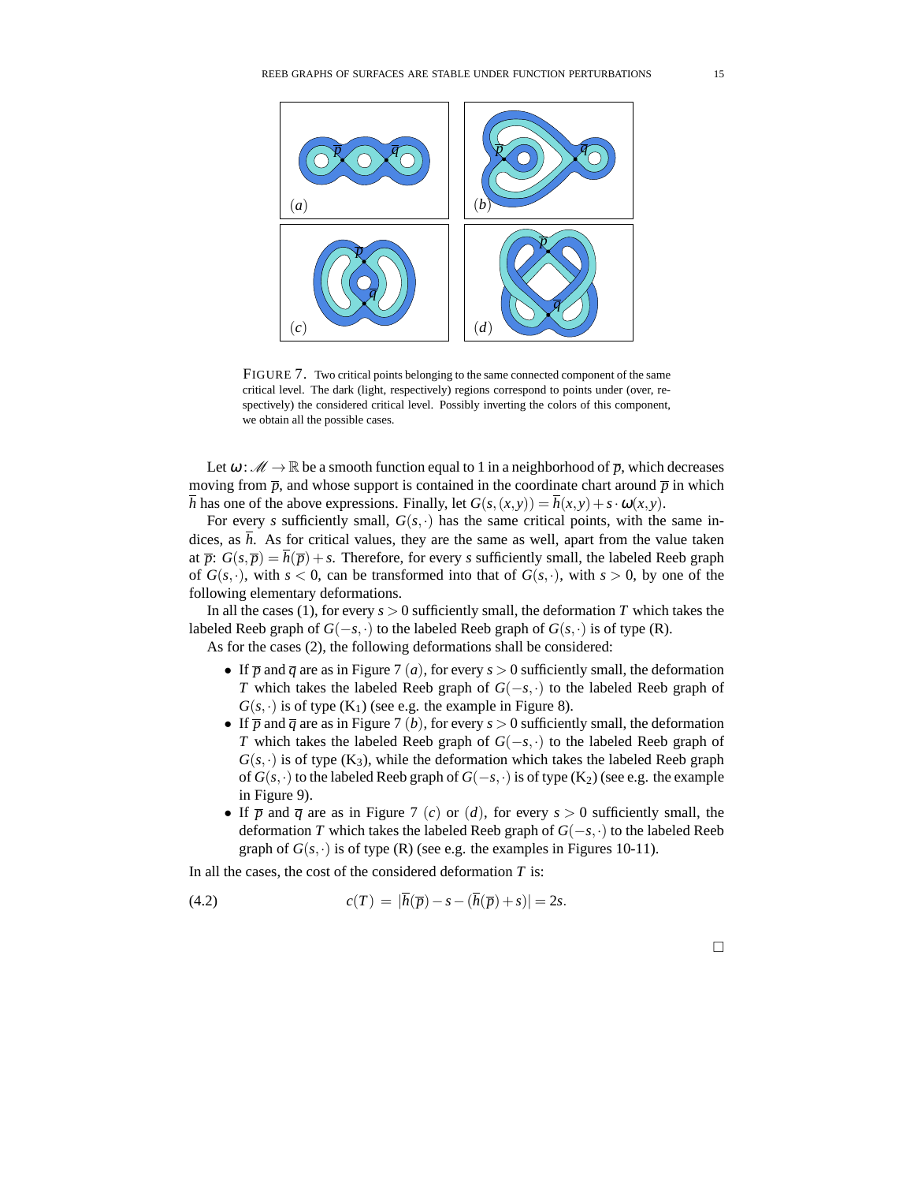FIGURE 7. Two critical points belonging to the same connected component of the same critical level. The dark (light, respectively) regions correspond to points under (over, respectively) the considered critical level. Possibly inverting the colors of this component, we obtain all the possible cases.

Let $\omega\colon \mathscr{M} \to \mathbb{R}$ be a smooth function equal to 1 in a neighborhood of $\overline{p}$, which decreases moving from $\overline{p}$, and whose support is contained in the coordinate chart around $\overline{p}$ in which $\overline{h}$ has one of the above expressions. Finally, let $G(s,(x,y)) = \overline{h}(x,y) + s \cdot \omega(x,y)$.

For every $s$ sufficiently small, $G(s,\cdot)$ has the same critical points, with the same indices, as $\overline{h}$. As for critical values, they are the same as well, apart from the value taken at $\overline{p}$: $G(s,\overline{p}) = \overline{h}(\overline{p}) + s$. Therefore, for every $s$ sufficiently small, the labeled Reeb graph of $G(s,\cdot)$, with $s < 0$, can be transformed into that of $G(s,\cdot)$, with $s > 0$, by one of the following elementary deformations.

In all the cases (1), for every $s > 0$ sufficiently small, the deformation $T$ which takes the labeled Reeb graph of $G(-s,\cdot)$ to the labeled Reeb graph of $G(s,\cdot)$ is of type (R).

As for the cases (2), the following deformations shall be considered:

- If $\overline{p}$ and $\overline{q}$ are as in Figure 7 $(a)$, for every $s > 0$ sufficiently small, the deformation $T$ which takes the labeled Reeb graph of $G(-s,\cdot)$ to the labeled Reeb graph of $G(s,\cdot)$ is of type ($K_1$) (see e.g. the example in Figure 8).
- If $\overline{p}$ and $\overline{q}$ are as in Figure 7 $(b)$, for every $s > 0$ sufficiently small, the deformation $T$ which takes the labeled Reeb graph of $G(-s,\cdot)$ to the labeled Reeb graph of $G(s,\cdot)$ is of type ($K_3$), while the deformation which takes the labeled Reeb graph of $G(s,\cdot)$ to the labeled Reeb graph of $G(-s,\cdot)$ is of type ($K_2$) (see e.g. the example in Figure 9).
- If $\overline{p}$ and $\overline{q}$ are as in Figure 7 $(c)$ or $(d)$, for every $s > 0$ sufficiently small, the deformation $T$ which takes the labeled Reeb graph of $G(-s,\cdot)$ to the labeled Reeb graph of $G(s,\cdot)$ is of type (R) (see e.g. the examples in Figures 10-11).

In all the cases, the cost of the considered deformation $T$ is:

$$c(T) \;=\; |\overline{h}(\overline{p}) - s - (\overline{h}(\overline{p}) + s)| = 2s. \tag{4.2}$$

□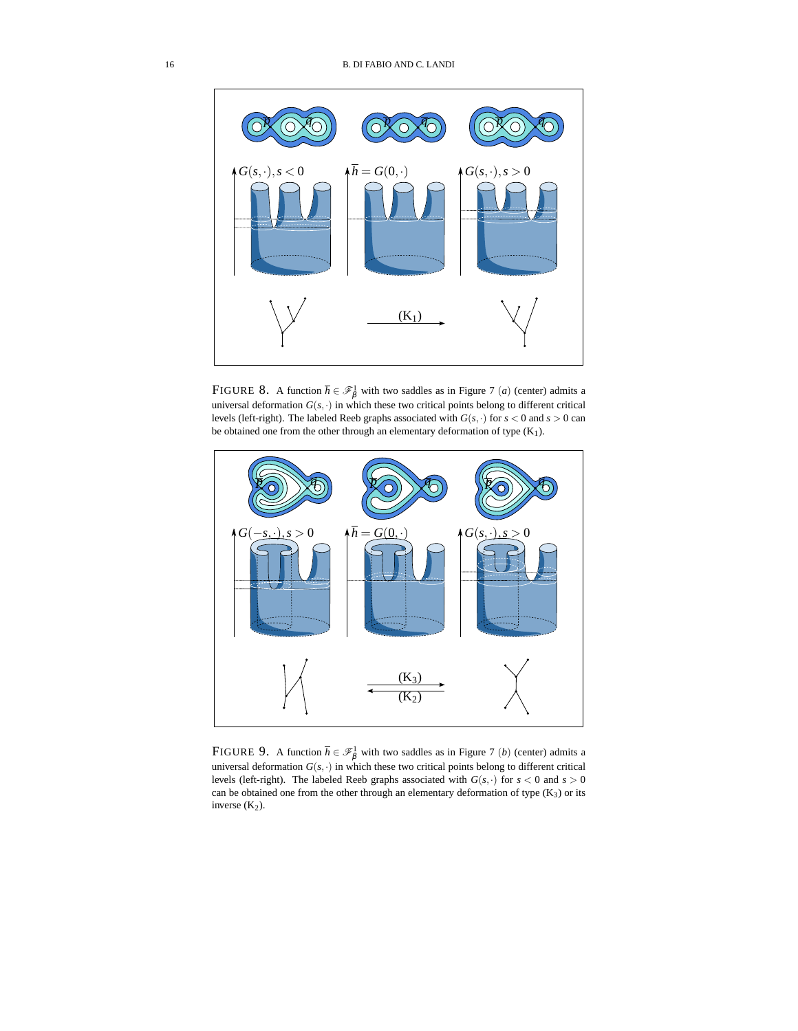FIGURE 8. A function $\overline{h} \in \mathscr{F}^1_{\beta}$ with two saddles as in Figure 7 $(a)$ (center) admits a universal deformation $G(s,\cdot)$ in which these two critical points belong to different critical levels (left-right). The labeled Reeb graphs associated with $G(s,\cdot)$ for $s<0$ and $s>0$ can be obtained one from the other through an elementary deformation of type $(\mathrm{K}_1)$.

FIGURE 9. A function $\overline{h} \in \mathscr{F}^1_{\beta}$ with two saddles as in Figure 7 $(b)$ (center) admits a universal deformation $G(s,\cdot)$ in which these two critical points belong to different critical levels (left-right). The labeled Reeb graphs associated with $G(s,\cdot)$ for $s<0$ and $s>0$ can be obtained one from the other through an elementary deformation of type $(\mathrm{K}_3)$ or its inverse $(\mathrm{K}_2)$.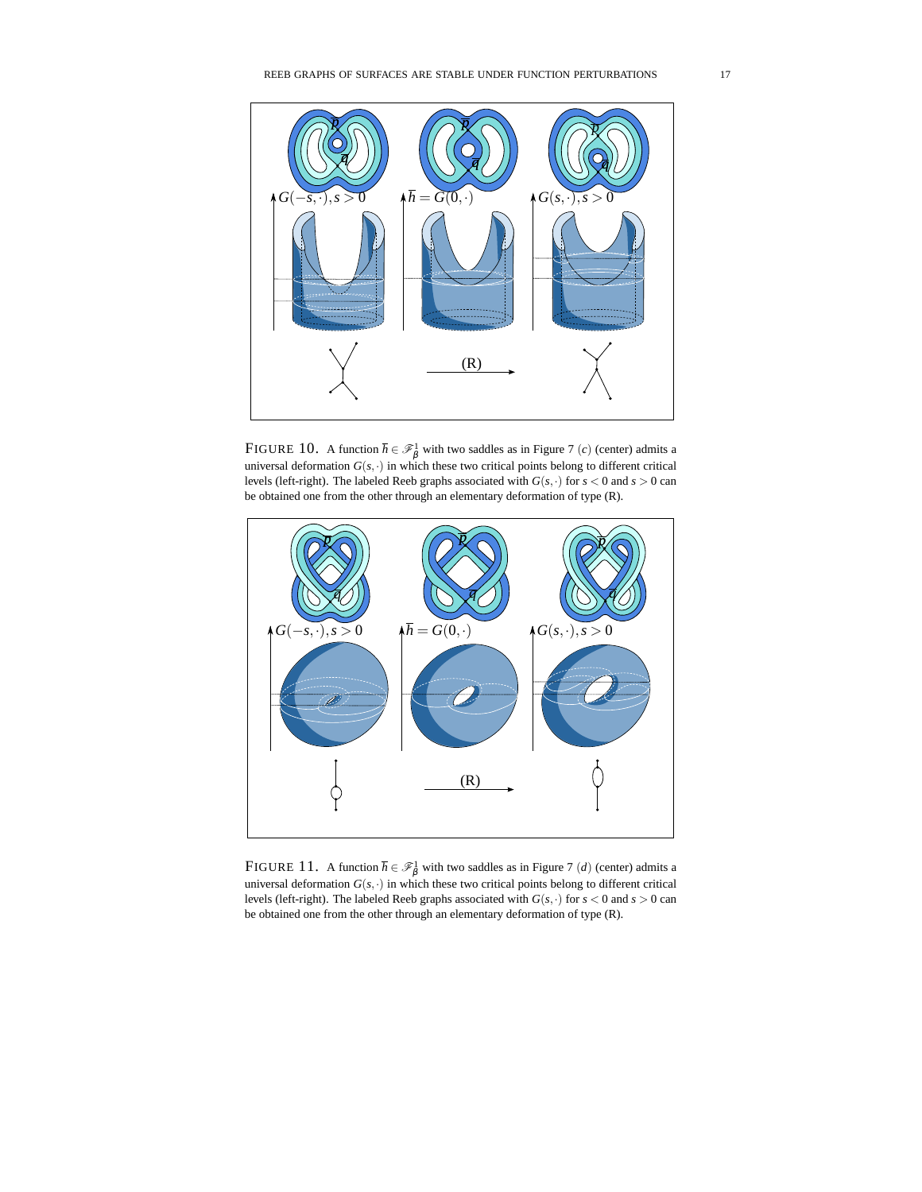FIGURE 10. A function $\overline{h} \in \mathscr{F}^1_\beta$ with two saddles as in Figure 7 $(c)$ (center) admits a universal deformation $G(s,\cdot)$ in which these two critical points belong to different critical levels (left-right). The labeled Reeb graphs associated with $G(s,\cdot)$ for $s < 0$ and $s > 0$ can be obtained one from the other through an elementary deformation of type (R).

FIGURE 11. A function $\overline{h} \in \mathscr{F}^1_\beta$ with two saddles as in Figure 7 $(d)$ (center) admits a universal deformation $G(s,\cdot)$ in which these two critical points belong to different critical levels (left-right). The labeled Reeb graphs associated with $G(s,\cdot)$ for $s < 0$ and $s > 0$ can be obtained one from the other through an elementary deformation of type (R).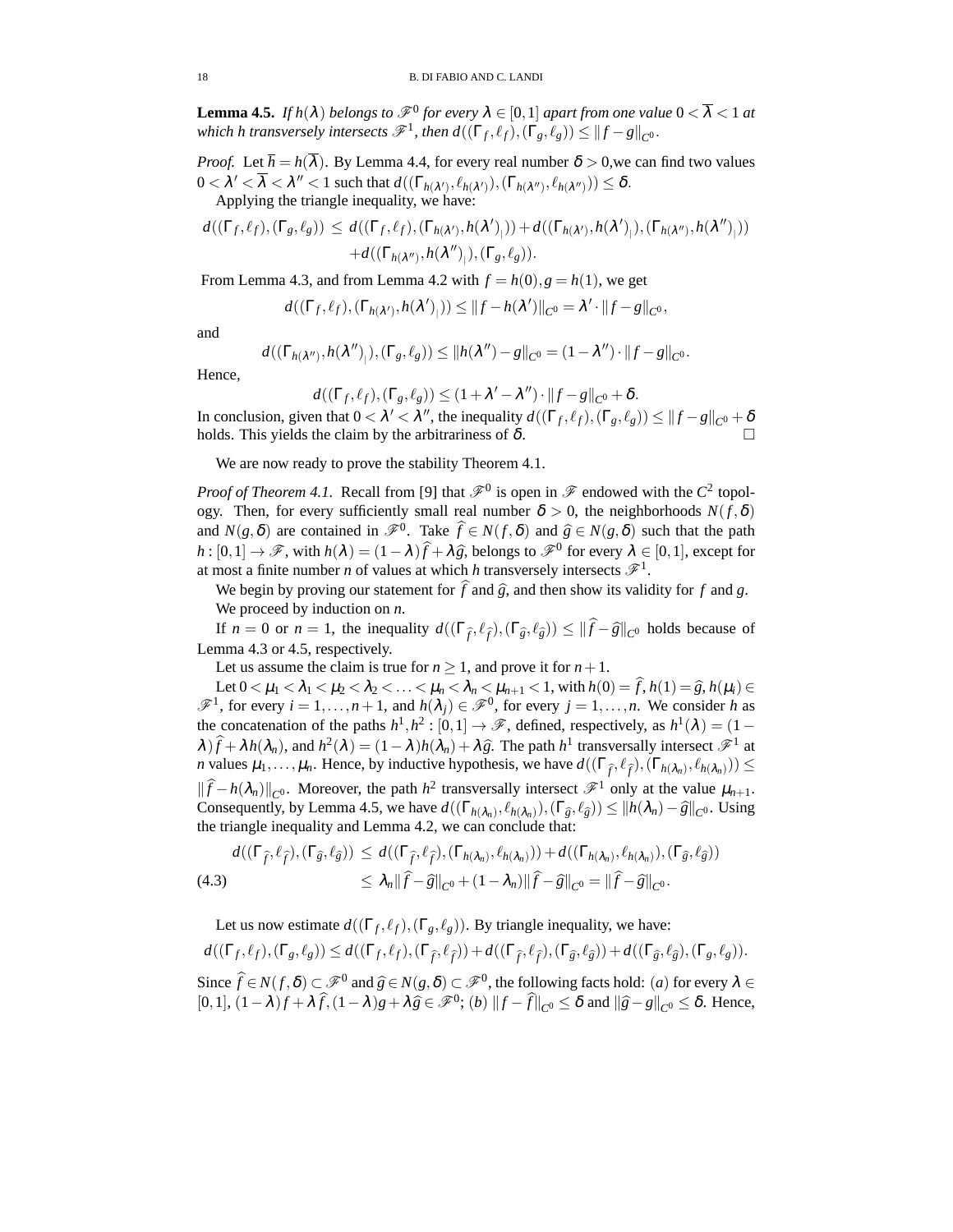**Lemma 4.5.** *If $h(\lambda)$ belongs to $\mathscr{F}^0$ for every $\lambda \in [0,1]$ apart from one value $0 < \overline{\lambda} < 1$ at which $h$ transversely intersects $\mathscr{F}^1$, then $d((\Gamma_f, \ell_f), (\Gamma_g, \ell_g)) \leq \|f-g\|_{C^0}$.*

*Proof.* Let $\overline{h} = h(\overline{\lambda})$. By Lemma 4.4, for every real number $\delta > 0$,we can find two values $0 < \lambda' < \overline{\lambda} < \lambda'' < 1$ such that $d((\Gamma_{h(\lambda')}, \ell_{h(\lambda')}), (\Gamma_{h(\lambda'')}, \ell_{h(\lambda'')})) \leq \delta$.

Applying the triangle inequality, we have:

$$\begin{aligned} d((\Gamma_f, \ell_f), (\Gamma_g, \ell_g)) \ &\leq \ d((\Gamma_f, \ell_f), (\Gamma_{h(\lambda')}, h(\lambda')_{|})) + d((\Gamma_{h(\lambda')}, h(\lambda')_{|}), (\Gamma_{h(\lambda'')}, h(\lambda'')_{|})) \\ &\quad + d((\Gamma_{h(\lambda'')}, h(\lambda'')_{|}), (\Gamma_g, \ell_g)). \end{aligned}$$

From Lemma 4.3, and from Lemma 4.2 with $f = h(0), g = h(1)$, we get

$$d((\Gamma_f, \ell_f), (\Gamma_{h(\lambda')}, h(\lambda')_{|})) \leq \|f - h(\lambda')\|_{C^0} = \lambda' \cdot \|f-g\|_{C^0},$$

and

$$d((\Gamma_{h(\lambda'')}, h(\lambda'')_{|}), (\Gamma_g, \ell_g)) \leq \|h(\lambda'') - g\|_{C^0} = (1-\lambda'') \cdot \|f-g\|_{C^0}.$$

Hence,

$$d((\Gamma_f, \ell_f), (\Gamma_g, \ell_g)) \leq (1 + \lambda' - \lambda'') \cdot \|f-g\|_{C^0} + \delta.$$

In conclusion, given that $0 < \lambda' < \lambda''$, the inequality $d((\Gamma_f, \ell_f), (\Gamma_g, \ell_g)) \leq \|f-g\|_{C^0} + \delta$ holds. This yields the claim by the arbitrariness of $\delta$. □

We are now ready to prove the stability Theorem 4.1.

*Proof of Theorem 4.1.* Recall from [9] that $\mathscr{F}^0$ is open in $\mathscr{F}$ endowed with the $C^2$ topology. Then, for every sufficiently small real number $\delta > 0$, the neighborhoods $N(f, \delta)$ and $N(g, \delta)$ are contained in $\mathscr{F}^0$. Take $\widehat{f} \in N(f, \delta)$ and $\widehat{g} \in N(g, \delta)$ such that the path $h : [0,1] \to \mathscr{F}$, with $h(\lambda) = (1-\lambda)\widehat{f} + \lambda\widehat{g}$, belongs to $\mathscr{F}^0$ for every $\lambda \in [0,1]$, except for at most a finite number $n$ of values at which $h$ transversely intersects $\mathscr{F}^1$.

We begin by proving our statement for $\widehat{f}$ and $\widehat{g}$, and then show its validity for $f$ and $g$.

We proceed by induction on $n$.

If $n = 0$ or $n = 1$, the inequality $d((\Gamma_{\widehat{f}}, \ell_{\widehat{f}}), (\Gamma_{\widehat{g}}, \ell_{\widehat{g}})) \leq \|\widehat{f} - \widehat{g}\|_{C^0}$ holds because of Lemma 4.3 or 4.5, respectively.

Let us assume the claim is true for $n \geq 1$, and prove it for $n+1$.

Let $0 < \mu_1 < \lambda_1 < \mu_2 < \lambda_2 < \ldots < \mu_n < \lambda_n < \mu_{n+1} < 1$, with $h(0) = \widehat{f}, h(1) = \widehat{g}, h(\mu_i) \in \mathscr{F}^1$, for every $i = 1, \ldots, n+1$, and $h(\lambda_j) \in \mathscr{F}^0$, for every $j = 1, \ldots, n$. We consider $h$ as the concatenation of the paths $h^1, h^2 : [0,1] \to \mathscr{F}$, defined, respectively, as $h^1(\lambda) = (1-\lambda)\widehat{f} + \lambda h(\lambda_n)$, and $h^2(\lambda) = (1-\lambda)h(\lambda_n) + \lambda\widehat{g}$. The path $h^1$ transversally intersect $\mathscr{F}^1$ at $n$ values $\mu_1, \ldots, \mu_n$. Hence, by inductive hypothesis, we have $d((\Gamma_{\widehat{f}}, \ell_{\widehat{f}}), (\Gamma_{h(\lambda_n)}, \ell_{h(\lambda_n)})) \leq \|\widehat{f} - h(\lambda_n)\|_{C^0}$. Moreover, the path $h^2$ transversally intersect $\mathscr{F}^1$ only at the value $\mu_{n+1}$. Consequently, by Lemma 4.5, we have $d((\Gamma_{h(\lambda_n)}, \ell_{h(\lambda_n)}), (\Gamma_{\widehat{g}}, \ell_{\widehat{g}})) \leq \|h(\lambda_n) - \widehat{g}\|_{C^0}$. Using the triangle inequality and Lemma 4.2, we can conclude that:

$$\begin{aligned} d((\Gamma_{\widehat{f}}, \ell_{\widehat{f}}), (\Gamma_{\widehat{g}}, \ell_{\widehat{g}})) \ &\leq \ d((\Gamma_{\widehat{f}}, \ell_{\widehat{f}}), (\Gamma_{h(\lambda_n)}, \ell_{h(\lambda_n)})) + d((\Gamma_{h(\lambda_n)}, \ell_{h(\lambda_n)}), (\Gamma_{\widehat{g}}, \ell_{\widehat{g}})) \\ &\leq \ \lambda_n \|\widehat{f} - \widehat{g}\|_{C^0} + (1-\lambda_n)\|\widehat{f} - \widehat{g}\|_{C^0} = \|\widehat{f} - \widehat{g}\|_{C^0}. \end{aligned} \tag{4.3}$$

Let us now estimate $d((\Gamma_f, \ell_f), (\Gamma_g, \ell_g))$. By triangle inequality, we have:

$$d((\Gamma_f, \ell_f), (\Gamma_g, \ell_g)) \leq d((\Gamma_f, \ell_f), (\Gamma_{\widehat{f}}, \ell_{\widehat{f}})) + d((\Gamma_{\widehat{f}}, \ell_{\widehat{f}}), (\Gamma_{\widehat{g}}, \ell_{\widehat{g}})) + d((\Gamma_{\widehat{g}}, \ell_{\widehat{g}}), (\Gamma_g, \ell_g)).$$

Since $\widehat{f} \in N(f, \delta) \subset \mathscr{F}^0$ and $\widehat{g} \in N(g, \delta) \subset \mathscr{F}^0$, the following facts hold: $(a)$ for every $\lambda \in [0,1]$, $(1-\lambda)f + \lambda\widehat{f}, (1-\lambda)g + \lambda\widehat{g} \in \mathscr{F}^0$; $(b)$ $\|f - \widehat{f}\|_{C^0} \leq \delta$ and $\|\widehat{g} - g\|_{C^0} \leq \delta$. Hence,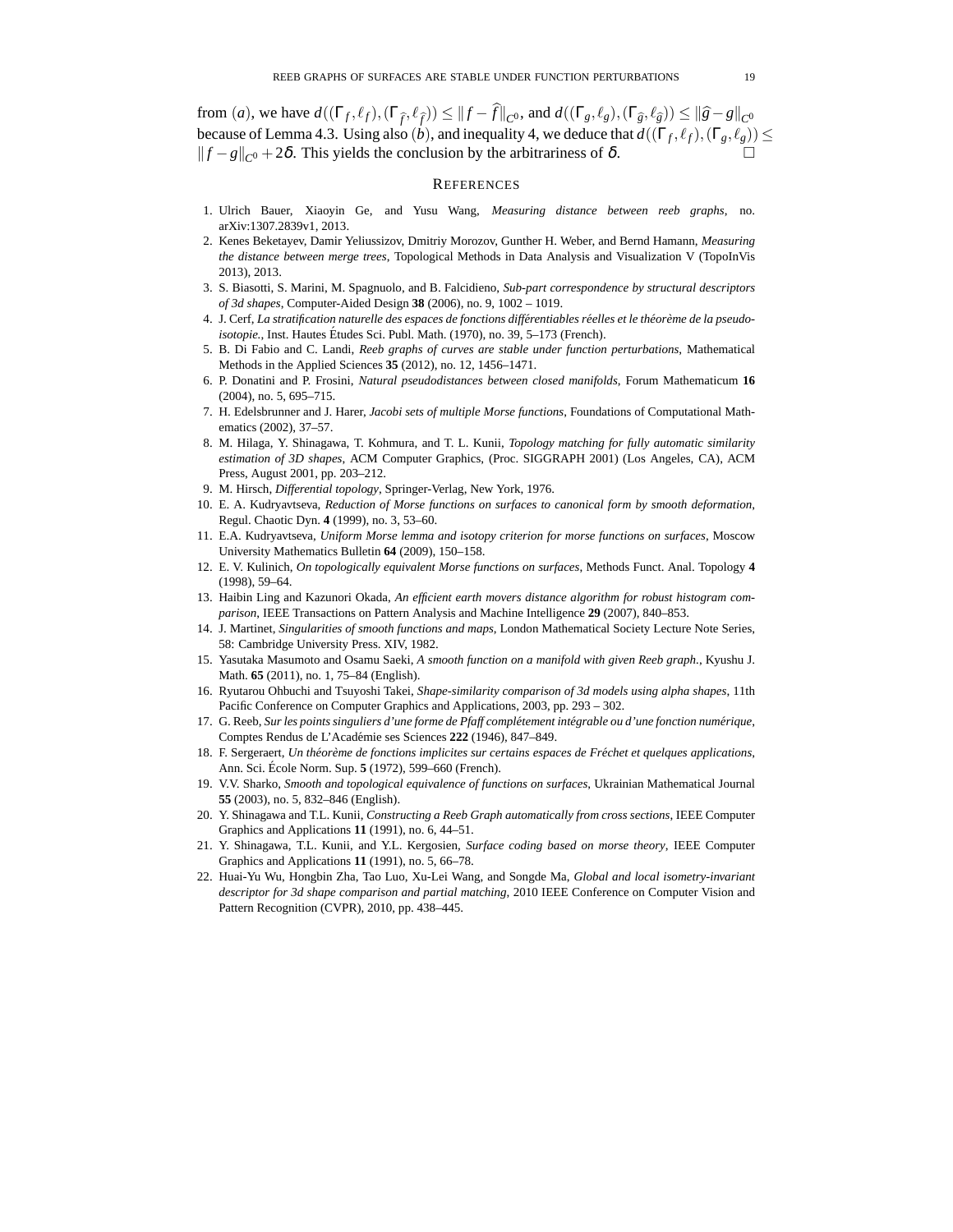from $(a)$, we have $d((\Gamma_f,\ell_f),(\Gamma_{\widehat{f}},\ell_{\widehat{f}})) \le \|f-\widehat{f}\|_{C^0}$, and $d((\Gamma_g,\ell_g),(\Gamma_{\widehat{g}},\ell_{\widehat{g}})) \le \|\widehat{g}-g\|_{C^0}$ because of Lemma 4.3. Using also $(b)$, and inequality 4, we deduce that $d((\Gamma_f,\ell_f),(\Gamma_g,\ell_g)) \le \|f-g\|_{C^0}+2\delta$. This yields the conclusion by the arbitrariness of $\delta$. □

## References

1. Ulrich Bauer, Xiaoyin Ge, and Yusu Wang, *Measuring distance between reeb graphs*, no. arXiv:1307.2839v1, 2013.
2. Kenes Beketayev, Damir Yeliussizov, Dmitriy Morozov, Gunther H. Weber, and Bernd Hamann, *Measuring the distance between merge trees*, Topological Methods in Data Analysis and Visualization V (TopoInVis 2013), 2013.
3. S. Biasotti, S. Marini, M. Spagnuolo, and B. Falcidieno, *Sub-part correspondence by structural descriptors of 3d shapes*, Computer-Aided Design **38** (2006), no. 9, 1002 – 1019.
4. J. Cerf, *La stratification naturelle des espaces de fonctions différentiables réelles et le théorème de la pseudo-isotopie.*, Inst. Hautes Études Sci. Publ. Math. (1970), no. 39, 5–173 (French).
5. B. Di Fabio and C. Landi, *Reeb graphs of curves are stable under function perturbations*, Mathematical Methods in the Applied Sciences **35** (2012), no. 12, 1456–1471.
6. P. Donatini and P. Frosini, *Natural pseudodistances between closed manifolds*, Forum Mathematicum **16** (2004), no. 5, 695–715.
7. H. Edelsbrunner and J. Harer, *Jacobi sets of multiple Morse functions*, Foundations of Computational Mathematics (2002), 37–57.
8. M. Hilaga, Y. Shinagawa, T. Kohmura, and T. L. Kunii, *Topology matching for fully automatic similarity estimation of 3D shapes*, ACM Computer Graphics, (Proc. SIGGRAPH 2001) (Los Angeles, CA), ACM Press, August 2001, pp. 203–212.
9. M. Hirsch, *Differential topology*, Springer-Verlag, New York, 1976.
10. E. A. Kudryavtseva, *Reduction of Morse functions on surfaces to canonical form by smooth deformation*, Regul. Chaotic Dyn. **4** (1999), no. 3, 53–60.
11. E.A. Kudryavtseva, *Uniform Morse lemma and isotopy criterion for morse functions on surfaces*, Moscow University Mathematics Bulletin **64** (2009), 150–158.
12. E. V. Kulinich, *On topologically equivalent Morse functions on surfaces*, Methods Funct. Anal. Topology **4** (1998), 59–64.
13. Haibin Ling and Kazunori Okada, *An efficient earth movers distance algorithm for robust histogram comparison*, IEEE Transactions on Pattern Analysis and Machine Intelligence **29** (2007), 840–853.
14. J. Martinet, *Singularities of smooth functions and maps*, London Mathematical Society Lecture Note Series, 58: Cambridge University Press. XIV, 1982.
15. Yasutaka Masumoto and Osamu Saeki, *A smooth function on a manifold with given Reeb graph.*, Kyushu J. Math. **65** (2011), no. 1, 75–84 (English).
16. Ryutarou Ohbuchi and Tsuyoshi Takei, *Shape-similarity comparison of 3d models using alpha shapes*, 11th Pacific Conference on Computer Graphics and Applications, 2003, pp. 293 – 302.
17. G. Reeb, *Sur les points singuliers d'une forme de Pfaff complétement intégrable ou d'une fonction numérique*, Comptes Rendus de L'Académie ses Sciences **222** (1946), 847–849.
18. F. Sergeraert, *Un théorème de fonctions implicites sur certains espaces de Fréchet et quelques applications*, Ann. Sci. École Norm. Sup. **5** (1972), 599–660 (French).
19. V.V. Sharko, *Smooth and topological equivalence of functions on surfaces*, Ukrainian Mathematical Journal **55** (2003), no. 5, 832–846 (English).
20. Y. Shinagawa and T.L. Kunii, *Constructing a Reeb Graph automatically from cross sections*, IEEE Computer Graphics and Applications **11** (1991), no. 6, 44–51.
21. Y. Shinagawa, T.L. Kunii, and Y.L. Kergosien, *Surface coding based on morse theory*, IEEE Computer Graphics and Applications **11** (1991), no. 5, 66–78.
22. Huai-Yu Wu, Hongbin Zha, Tao Luo, Xu-Lei Wang, and Songde Ma, *Global and local isometry-invariant descriptor for 3d shape comparison and partial matching*, 2010 IEEE Conference on Computer Vision and Pattern Recognition (CVPR), 2010, pp. 438–445.